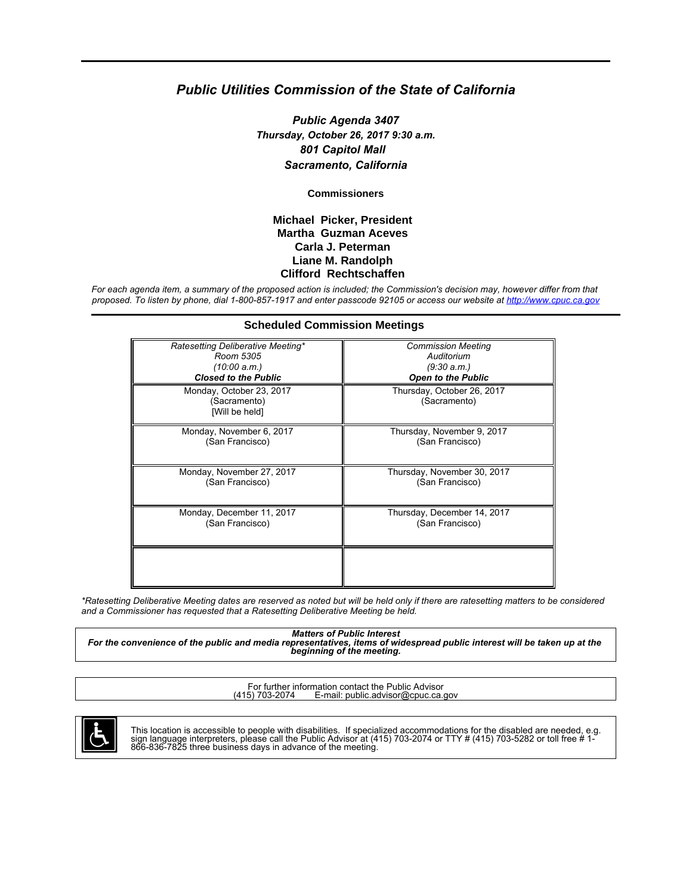# *Public Utilities Commission of the State of California*

***Public Agenda 3407***
***Thursday, October 26, 2017 9:30 a.m.***
***801 Capitol Mall***
***Sacramento, California***

**Commissioners**

**Michael Picker, President**
**Martha Guzman Aceves**
**Carla J. Peterman**
**Liane M. Randolph**
**Clifford Rechtschaffen**

*For each agenda item, a summary of the proposed action is included; the Commission's decision may, however differ from that proposed. To listen by phone, dial 1-800-857-1917 and enter passcode 92105 or access our website at http://www.cpuc.ca.gov*

## Scheduled Commission Meetings

| *Ratesetting Deliberative Meeting** <br> *Room 5305* <br> *(10:00 a.m.)* <br> ***Closed to the Public*** | *Commission Meeting* <br> *Auditorium* <br> *(9:30 a.m.)* <br> ***Open to the Public*** |
|---|---|
| Monday, October 23, 2017 <br> (Sacramento) <br> [Will be held] | Thursday, October 26, 2017 <br> (Sacramento) |
| Monday, November 6, 2017 <br> (San Francisco) | Thursday, November 9, 2017 <br> (San Francisco) |
| Monday, November 27, 2017 <br> (San Francisco) | Thursday, November 30, 2017 <br> (San Francisco) |
| Monday, December 11, 2017 <br> (San Francisco) | Thursday, December 14, 2017 <br> (San Francisco) |
| | |

*\*Ratesetting Deliberative Meeting dates are reserved as noted but will be held only if there are ratesetting matters to be considered and a Commissioner has requested that a Ratesetting Deliberative Meeting be held.*

***Matters of Public Interest***
***For the convenience of the public and media representatives, items of widespread public interest will be taken up at the beginning of the meeting.***

For further information contact the Public Advisor
(415) 703-2074 E-mail: public.advisor@cpuc.ca.gov

This location is accessible to people with disabilities. If specialized accommodations for the disabled are needed, e.g. sign language interpreters, please call the Public Advisor at (415) 703-2074 or TTY # (415) 703-5282 or toll free # 1-866-836-7825 three business days in advance of the meeting.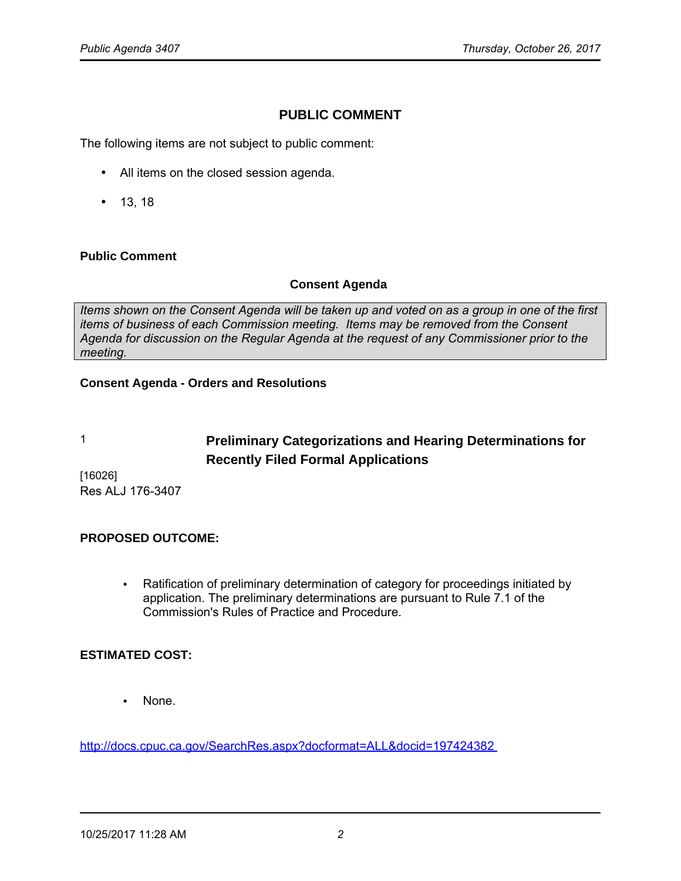## PUBLIC COMMENT

The following items are not subject to public comment:

- All items on the closed session agenda.
- 13, 18

**Public Comment**

### Consent Agenda

*Items shown on the Consent Agenda will be taken up and voted on as a group in one of the first items of business of each Commission meeting. Items may be removed from the Consent Agenda for discussion on the Regular Agenda at the request of any Commissioner prior to the meeting.*

**Consent Agenda - Orders and Resolutions**

1 **Preliminary Categorizations and Hearing Determinations for Recently Filed Formal Applications**

[16026]
Res ALJ 176-3407

**PROPOSED OUTCOME:**

- Ratification of preliminary determination of category for proceedings initiated by application. The preliminary determinations are pursuant to Rule 7.1 of the Commission's Rules of Practice and Procedure.

**ESTIMATED COST:**

- None.

http://docs.cpuc.ca.gov/SearchRes.aspx?docformat=ALL&docid=197424382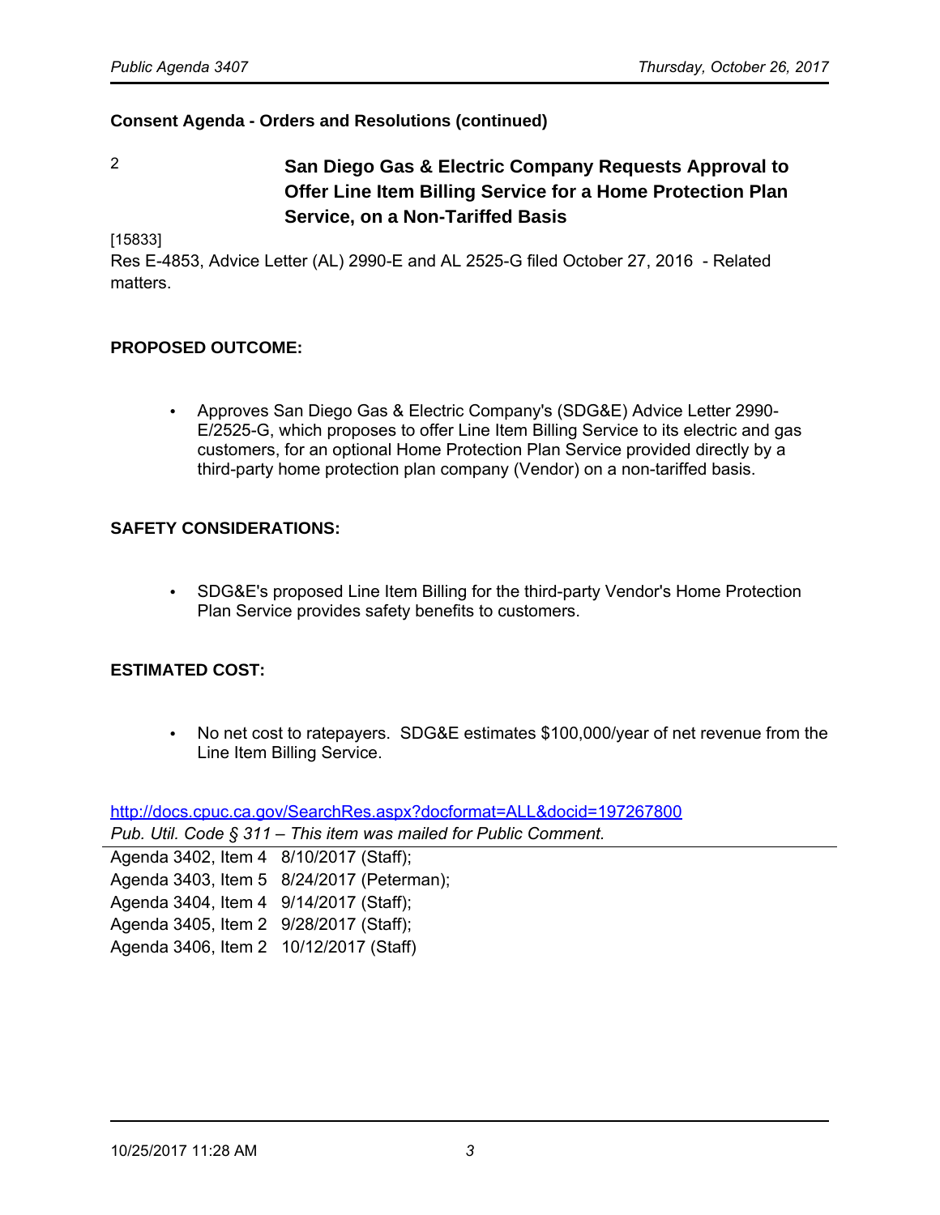**Consent Agenda - Orders and Resolutions (continued)**

2 **San Diego Gas & Electric Company Requests Approval to Offer Line Item Billing Service for a Home Protection Plan Service, on a Non-Tariffed Basis**

[15833]
Res E-4853, Advice Letter (AL) 2990-E and AL 2525-G filed October 27, 2016 - Related matters.

**PROPOSED OUTCOME:**

- Approves San Diego Gas & Electric Company's (SDG&E) Advice Letter 2990-E/2525-G, which proposes to offer Line Item Billing Service to its electric and gas customers, for an optional Home Protection Plan Service provided directly by a third-party home protection plan company (Vendor) on a non-tariffed basis.

**SAFETY CONSIDERATIONS:**

- SDG&E's proposed Line Item Billing for the third-party Vendor's Home Protection Plan Service provides safety benefits to customers.

**ESTIMATED COST:**

- No net cost to ratepayers. SDG&E estimates $100,000/year of net revenue from the Line Item Billing Service.

http://docs.cpuc.ca.gov/SearchRes.aspx?docformat=ALL&docid=197267800
*Pub. Util. Code § 311 – This item was mailed for Public Comment.*

Agenda 3402, Item 4 8/10/2017 (Staff);
Agenda 3403, Item 5 8/24/2017 (Peterman);
Agenda 3404, Item 4 9/14/2017 (Staff);
Agenda 3405, Item 2 9/28/2017 (Staff);
Agenda 3406, Item 2 10/12/2017 (Staff)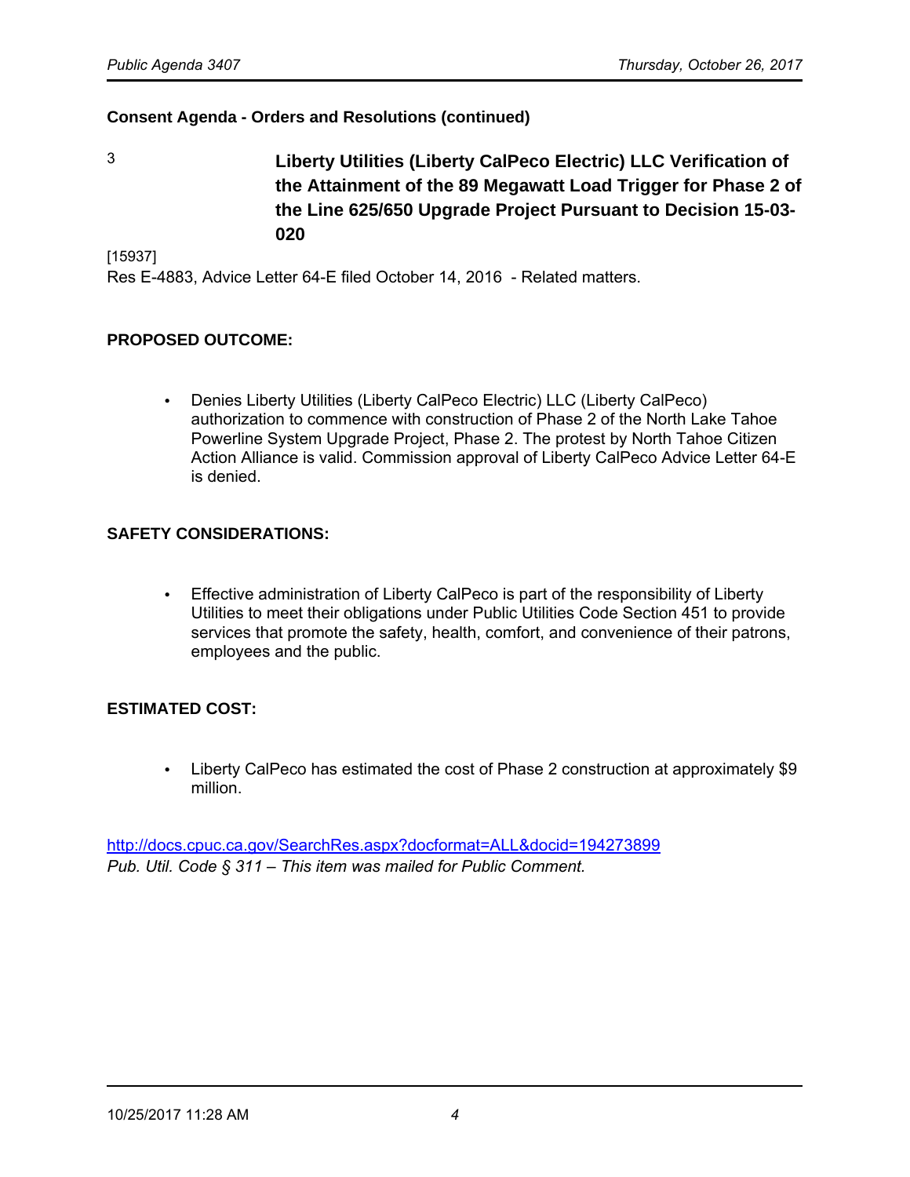**Consent Agenda - Orders and Resolutions (continued)**

3 **Liberty Utilities (Liberty CalPeco Electric) LLC Verification of the Attainment of the 89 Megawatt Load Trigger for Phase 2 of the Line 625/650 Upgrade Project Pursuant to Decision 15-03-020**

[15937]
Res E-4883, Advice Letter 64-E filed October 14, 2016 - Related matters.

**PROPOSED OUTCOME:**

- Denies Liberty Utilities (Liberty CalPeco Electric) LLC (Liberty CalPeco) authorization to commence with construction of Phase 2 of the North Lake Tahoe Powerline System Upgrade Project, Phase 2. The protest by North Tahoe Citizen Action Alliance is valid. Commission approval of Liberty CalPeco Advice Letter 64-E is denied.

**SAFETY CONSIDERATIONS:**

- Effective administration of Liberty CalPeco is part of the responsibility of Liberty Utilities to meet their obligations under Public Utilities Code Section 451 to provide services that promote the safety, health, comfort, and convenience of their patrons, employees and the public.

**ESTIMATED COST:**

- Liberty CalPeco has estimated the cost of Phase 2 construction at approximately $9 million.

http://docs.cpuc.ca.gov/SearchRes.aspx?docformat=ALL&docid=194273899
*Pub. Util. Code § 311 – This item was mailed for Public Comment.*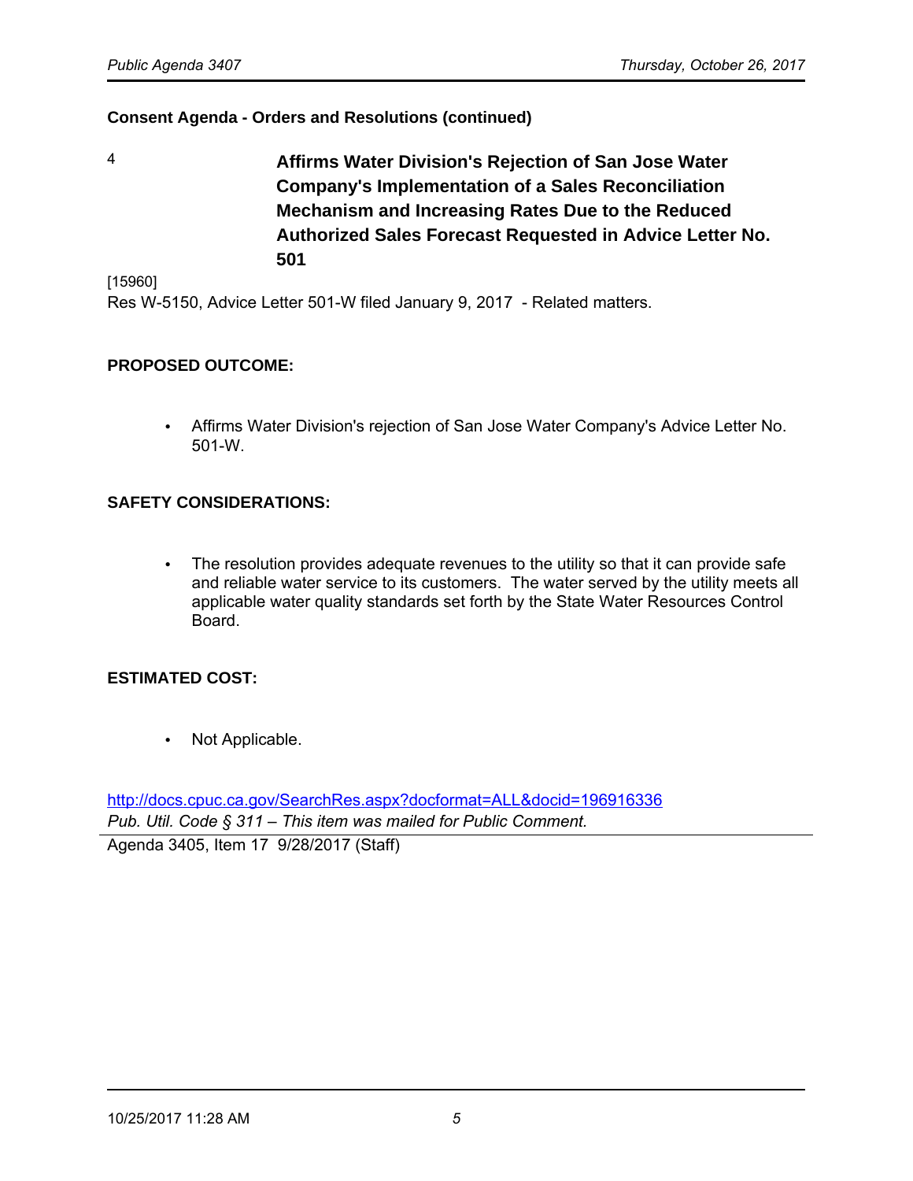**Consent Agenda - Orders and Resolutions (continued)**

4 **Affirms Water Division's Rejection of San Jose Water Company's Implementation of a Sales Reconciliation Mechanism and Increasing Rates Due to the Reduced Authorized Sales Forecast Requested in Advice Letter No. 501**

[15960]
Res W-5150, Advice Letter 501-W filed January 9, 2017 - Related matters.

**PROPOSED OUTCOME:**

- Affirms Water Division's rejection of San Jose Water Company's Advice Letter No. 501-W.

**SAFETY CONSIDERATIONS:**

- The resolution provides adequate revenues to the utility so that it can provide safe and reliable water service to its customers. The water served by the utility meets all applicable water quality standards set forth by the State Water Resources Control Board.

**ESTIMATED COST:**

- Not Applicable.

http://docs.cpuc.ca.gov/SearchRes.aspx?docformat=ALL&docid=196916336
*Pub. Util. Code § 311 – This item was mailed for Public Comment.*

---

Agenda 3405, Item 17 9/28/2017 (Staff)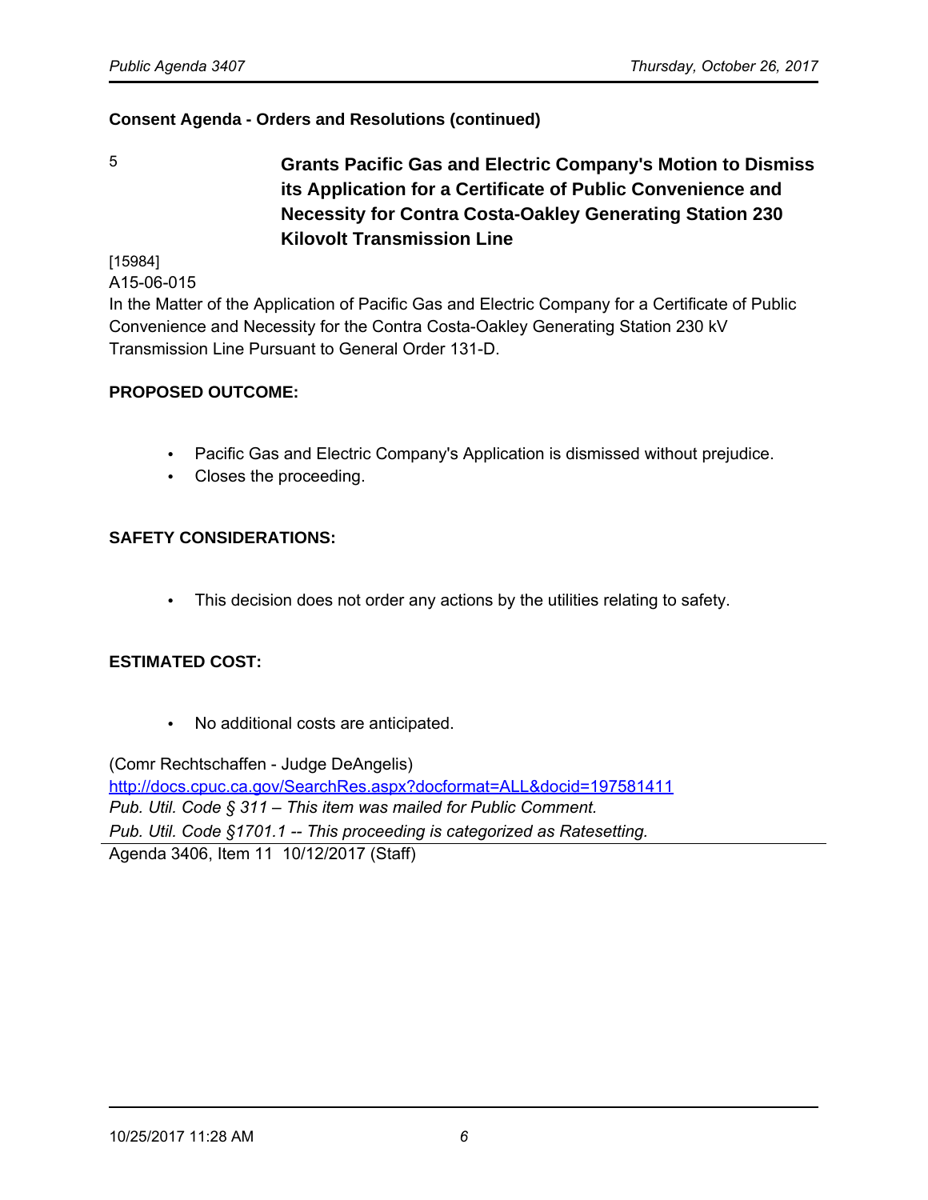**Consent Agenda - Orders and Resolutions (continued)**

5 **Grants Pacific Gas and Electric Company's Motion to Dismiss its Application for a Certificate of Public Convenience and Necessity for Contra Costa-Oakley Generating Station 230 Kilovolt Transmission Line**

[15984]
A15-06-015
In the Matter of the Application of Pacific Gas and Electric Company for a Certificate of Public Convenience and Necessity for the Contra Costa-Oakley Generating Station 230 kV Transmission Line Pursuant to General Order 131-D.

**PROPOSED OUTCOME:**

- Pacific Gas and Electric Company's Application is dismissed without prejudice.
- Closes the proceeding.

**SAFETY CONSIDERATIONS:**

- This decision does not order any actions by the utilities relating to safety.

**ESTIMATED COST:**

- No additional costs are anticipated.

(Comr Rechtschaffen - Judge DeAngelis)
http://docs.cpuc.ca.gov/SearchRes.aspx?docformat=ALL&docid=197581411
*Pub. Util. Code § 311 – This item was mailed for Public Comment.*
*Pub. Util. Code §1701.1 -- This proceeding is categorized as Ratesetting.*

Agenda 3406, Item 11 10/12/2017 (Staff)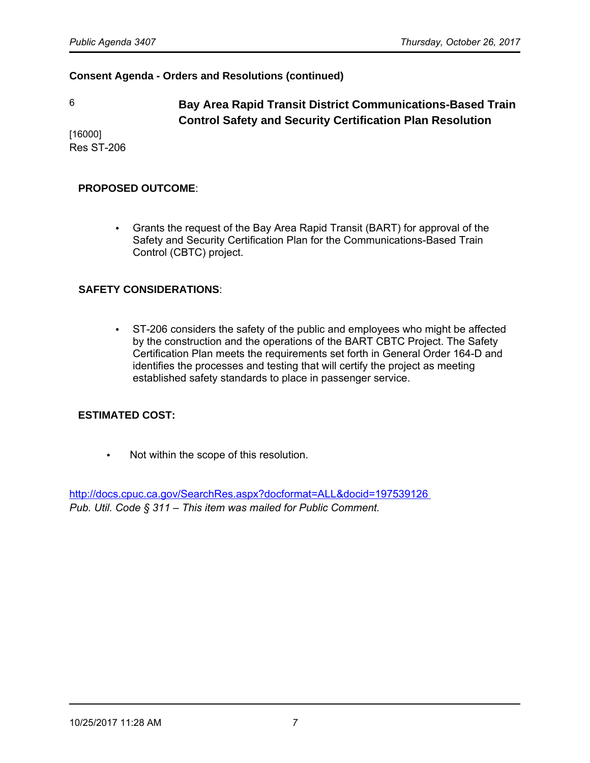**Consent Agenda - Orders and Resolutions (continued)**

6

### Bay Area Rapid Transit District Communications-Based Train Control Safety and Security Certification Plan Resolution

[16000]
Res ST-206

**PROPOSED OUTCOME**:

- Grants the request of the Bay Area Rapid Transit (BART) for approval of the Safety and Security Certification Plan for the Communications-Based Train Control (CBTC) project.

**SAFETY CONSIDERATIONS**:

- ST-206 considers the safety of the public and employees who might be affected by the construction and the operations of the BART CBTC Project. The Safety Certification Plan meets the requirements set forth in General Order 164-D and identifies the processes and testing that will certify the project as meeting established safety standards to place in passenger service.

**ESTIMATED COST:**

- Not within the scope of this resolution.

http://docs.cpuc.ca.gov/SearchRes.aspx?docformat=ALL&docid=197539126
*Pub. Util. Code § 311 – This item was mailed for Public Comment.*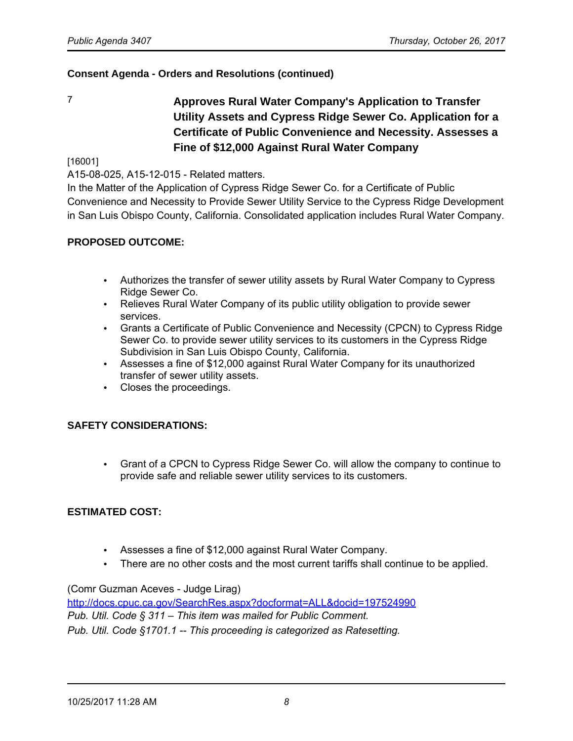**Consent Agenda - Orders and Resolutions (continued)**

7 **Approves Rural Water Company's Application to Transfer Utility Assets and Cypress Ridge Sewer Co. Application for a Certificate of Public Convenience and Necessity. Assesses a Fine of $12,000 Against Rural Water Company**

[16001]

A15-08-025, A15-12-015 - Related matters.

In the Matter of the Application of Cypress Ridge Sewer Co. for a Certificate of Public Convenience and Necessity to Provide Sewer Utility Service to the Cypress Ridge Development in San Luis Obispo County, California. Consolidated application includes Rural Water Company.

**PROPOSED OUTCOME:**

- Authorizes the transfer of sewer utility assets by Rural Water Company to Cypress Ridge Sewer Co.
- Relieves Rural Water Company of its public utility obligation to provide sewer services.
- Grants a Certificate of Public Convenience and Necessity (CPCN) to Cypress Ridge Sewer Co. to provide sewer utility services to its customers in the Cypress Ridge Subdivision in San Luis Obispo County, California.
- Assesses a fine of $12,000 against Rural Water Company for its unauthorized transfer of sewer utility assets.
- Closes the proceedings.

**SAFETY CONSIDERATIONS:**

- Grant of a CPCN to Cypress Ridge Sewer Co. will allow the company to continue to provide safe and reliable sewer utility services to its customers.

**ESTIMATED COST:**

- Assesses a fine of $12,000 against Rural Water Company.
- There are no other costs and the most current tariffs shall continue to be applied.

(Comr Guzman Aceves - Judge Lirag)

http://docs.cpuc.ca.gov/SearchRes.aspx?docformat=ALL&docid=197524990

*Pub. Util. Code § 311 – This item was mailed for Public Comment.*

*Pub. Util. Code §1701.1 -- This proceeding is categorized as Ratesetting.*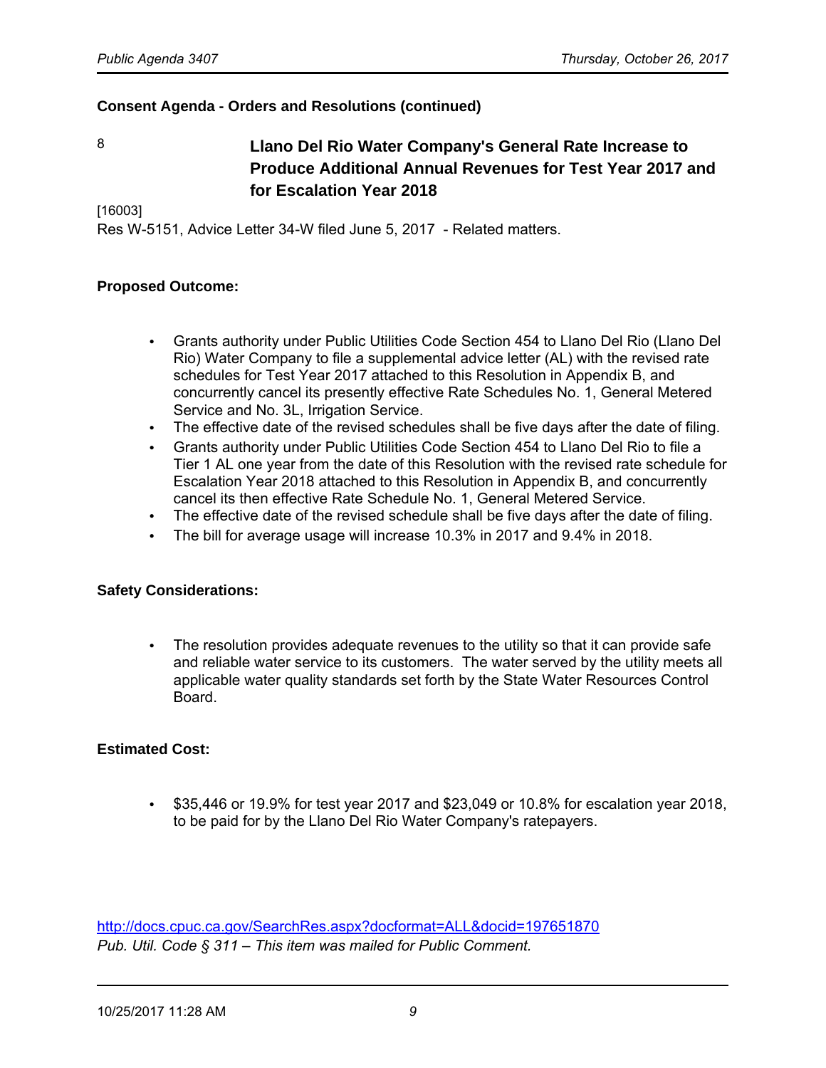**Consent Agenda - Orders and Resolutions (continued)**

8 **Llano Del Rio Water Company's General Rate Increase to Produce Additional Annual Revenues for Test Year 2017 and for Escalation Year 2018**

[16003]

Res W-5151, Advice Letter 34-W filed June 5, 2017 - Related matters.

**Proposed Outcome:**

- Grants authority under Public Utilities Code Section 454 to Llano Del Rio (Llano Del Rio) Water Company to file a supplemental advice letter (AL) with the revised rate schedules for Test Year 2017 attached to this Resolution in Appendix B, and concurrently cancel its presently effective Rate Schedules No. 1, General Metered Service and No. 3L, Irrigation Service.
- The effective date of the revised schedules shall be five days after the date of filing.
- Grants authority under Public Utilities Code Section 454 to Llano Del Rio to file a Tier 1 AL one year from the date of this Resolution with the revised rate schedule for Escalation Year 2018 attached to this Resolution in Appendix B, and concurrently cancel its then effective Rate Schedule No. 1, General Metered Service.
- The effective date of the revised schedule shall be five days after the date of filing.
- The bill for average usage will increase 10.3% in 2017 and 9.4% in 2018.

**Safety Considerations:**

- The resolution provides adequate revenues to the utility so that it can provide safe and reliable water service to its customers. The water served by the utility meets all applicable water quality standards set forth by the State Water Resources Control Board.

**Estimated Cost:**

- $35,446 or 19.9% for test year 2017 and $23,049 or 10.8% for escalation year 2018, to be paid for by the Llano Del Rio Water Company's ratepayers.

http://docs.cpuc.ca.gov/SearchRes.aspx?docformat=ALL&docid=197651870

*Pub. Util. Code § 311 – This item was mailed for Public Comment.*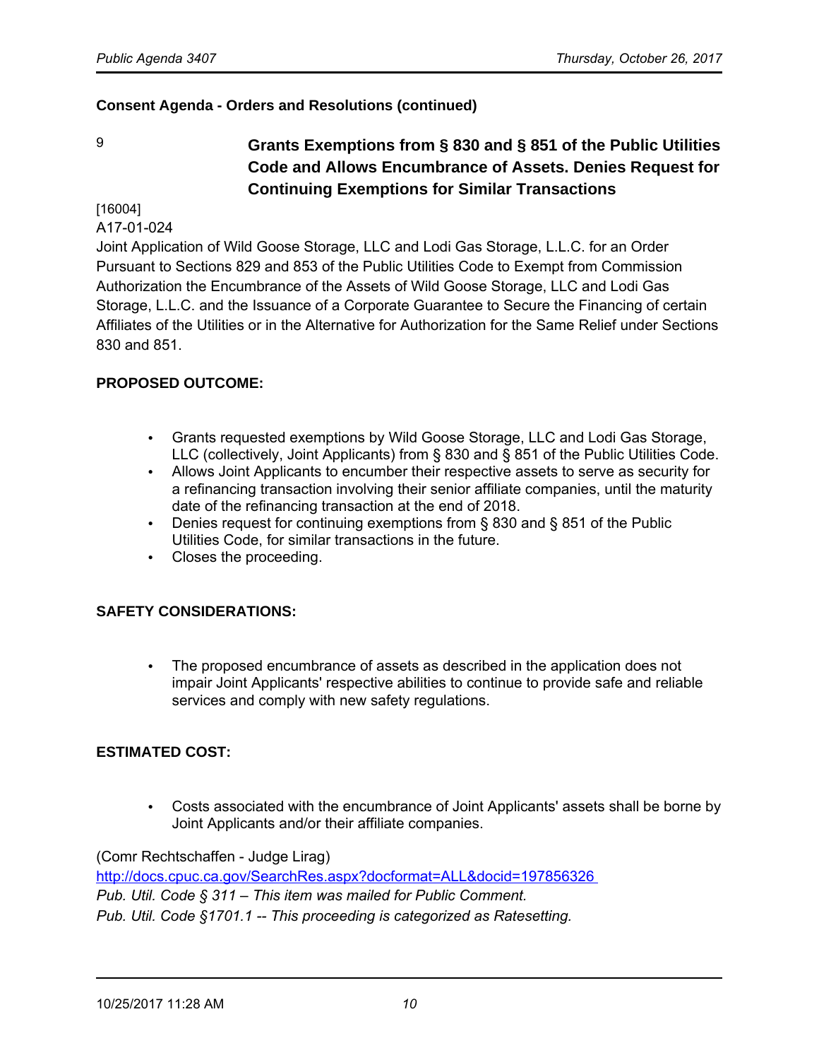**Consent Agenda - Orders and Resolutions (continued)**

9

### Grants Exemptions from § 830 and § 851 of the Public Utilities Code and Allows Encumbrance of Assets. Denies Request for Continuing Exemptions for Similar Transactions

[16004]
A17-01-024
Joint Application of Wild Goose Storage, LLC and Lodi Gas Storage, L.L.C. for an Order Pursuant to Sections 829 and 853 of the Public Utilities Code to Exempt from Commission Authorization the Encumbrance of the Assets of Wild Goose Storage, LLC and Lodi Gas Storage, L.L.C. and the Issuance of a Corporate Guarantee to Secure the Financing of certain Affiliates of the Utilities or in the Alternative for Authorization for the Same Relief under Sections 830 and 851.

**PROPOSED OUTCOME:**

- Grants requested exemptions by Wild Goose Storage, LLC and Lodi Gas Storage, LLC (collectively, Joint Applicants) from § 830 and § 851 of the Public Utilities Code.
- Allows Joint Applicants to encumber their respective assets to serve as security for a refinancing transaction involving their senior affiliate companies, until the maturity date of the refinancing transaction at the end of 2018.
- Denies request for continuing exemptions from § 830 and § 851 of the Public Utilities Code, for similar transactions in the future.
- Closes the proceeding.

**SAFETY CONSIDERATIONS:**

- The proposed encumbrance of assets as described in the application does not impair Joint Applicants' respective abilities to continue to provide safe and reliable services and comply with new safety regulations.

**ESTIMATED COST:**

- Costs associated with the encumbrance of Joint Applicants' assets shall be borne by Joint Applicants and/or their affiliate companies.

(Comr Rechtschaffen - Judge Lirag)
http://docs.cpuc.ca.gov/SearchRes.aspx?docformat=ALL&docid=197856326
*Pub. Util. Code § 311 – This item was mailed for Public Comment.*
*Pub. Util. Code §1701.1 -- This proceeding is categorized as Ratesetting.*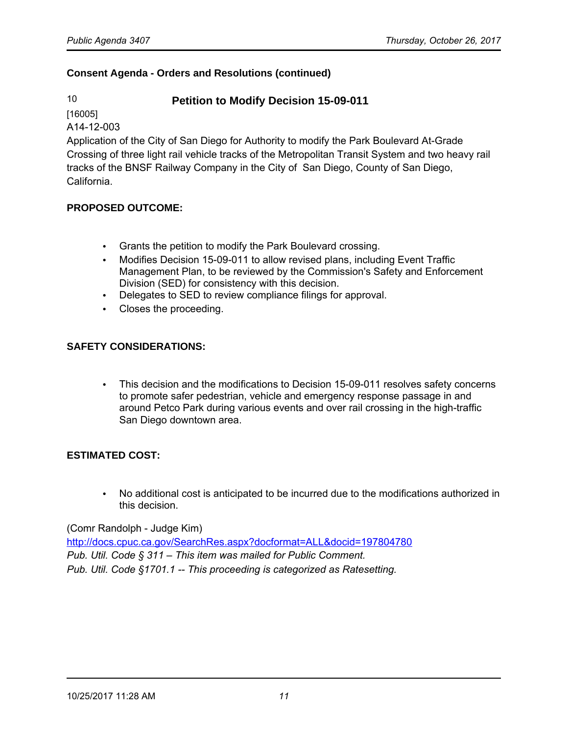**Consent Agenda - Orders and Resolutions (continued)**

10 **Petition to Modify Decision 15-09-011**

[16005]
A14-12-003
Application of the City of San Diego for Authority to modify the Park Boulevard At-Grade Crossing of three light rail vehicle tracks of the Metropolitan Transit System and two heavy rail tracks of the BNSF Railway Company in the City of San Diego, County of San Diego, California.

**PROPOSED OUTCOME:**

- Grants the petition to modify the Park Boulevard crossing.
- Modifies Decision 15-09-011 to allow revised plans, including Event Traffic Management Plan, to be reviewed by the Commission's Safety and Enforcement Division (SED) for consistency with this decision.
- Delegates to SED to review compliance filings for approval.
- Closes the proceeding.

**SAFETY CONSIDERATIONS:**

- This decision and the modifications to Decision 15-09-011 resolves safety concerns to promote safer pedestrian, vehicle and emergency response passage in and around Petco Park during various events and over rail crossing in the high-traffic San Diego downtown area.

**ESTIMATED COST:**

- No additional cost is anticipated to be incurred due to the modifications authorized in this decision.

(Comr Randolph - Judge Kim)
http://docs.cpuc.ca.gov/SearchRes.aspx?docformat=ALL&docid=197804780
*Pub. Util. Code § 311 – This item was mailed for Public Comment.*
*Pub. Util. Code §1701.1 -- This proceeding is categorized as Ratesetting.*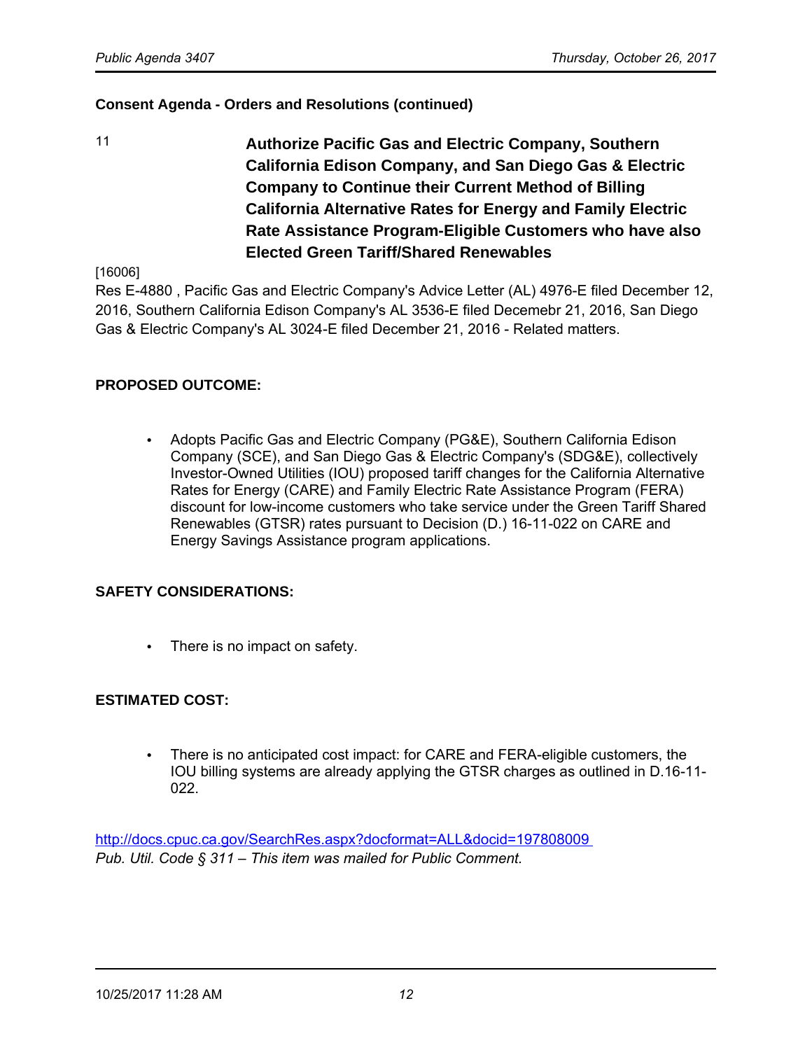**Consent Agenda - Orders and Resolutions (continued)**

11 **Authorize Pacific Gas and Electric Company, Southern California Edison Company, and San Diego Gas & Electric Company to Continue their Current Method of Billing California Alternative Rates for Energy and Family Electric Rate Assistance Program-Eligible Customers who have also Elected Green Tariff/Shared Renewables**

[16006]
Res E-4880 , Pacific Gas and Electric Company's Advice Letter (AL) 4976-E filed December 12, 2016, Southern California Edison Company's AL 3536-E filed Decemebr 21, 2016, San Diego Gas & Electric Company's AL 3024-E filed December 21, 2016 - Related matters.

**PROPOSED OUTCOME:**

- Adopts Pacific Gas and Electric Company (PG&E), Southern California Edison Company (SCE), and San Diego Gas & Electric Company's (SDG&E), collectively Investor-Owned Utilities (IOU) proposed tariff changes for the California Alternative Rates for Energy (CARE) and Family Electric Rate Assistance Program (FERA) discount for low-income customers who take service under the Green Tariff Shared Renewables (GTSR) rates pursuant to Decision (D.) 16-11-022 on CARE and Energy Savings Assistance program applications.

**SAFETY CONSIDERATIONS:**

- There is no impact on safety.

**ESTIMATED COST:**

- There is no anticipated cost impact: for CARE and FERA-eligible customers, the IOU billing systems are already applying the GTSR charges as outlined in D.16-11-022.

http://docs.cpuc.ca.gov/SearchRes.aspx?docformat=ALL&docid=197808009
*Pub. Util. Code § 311 – This item was mailed for Public Comment.*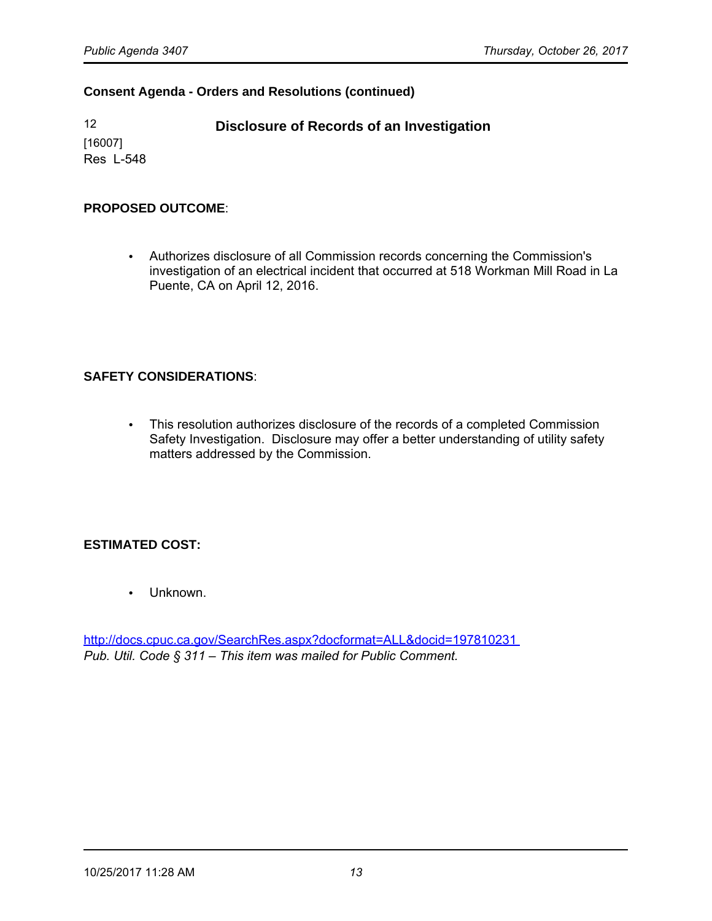**Consent Agenda - Orders and Resolutions (continued)**

12
[16007]
Res L-548

### Disclosure of Records of an Investigation

**PROPOSED OUTCOME**:

- Authorizes disclosure of all Commission records concerning the Commission's investigation of an electrical incident that occurred at 518 Workman Mill Road in La Puente, CA on April 12, 2016.

**SAFETY CONSIDERATIONS**:

- This resolution authorizes disclosure of the records of a completed Commission Safety Investigation. Disclosure may offer a better understanding of utility safety matters addressed by the Commission.

**ESTIMATED COST:**

- Unknown.

http://docs.cpuc.ca.gov/SearchRes.aspx?docformat=ALL&docid=197810231
*Pub. Util. Code § 311 – This item was mailed for Public Comment.*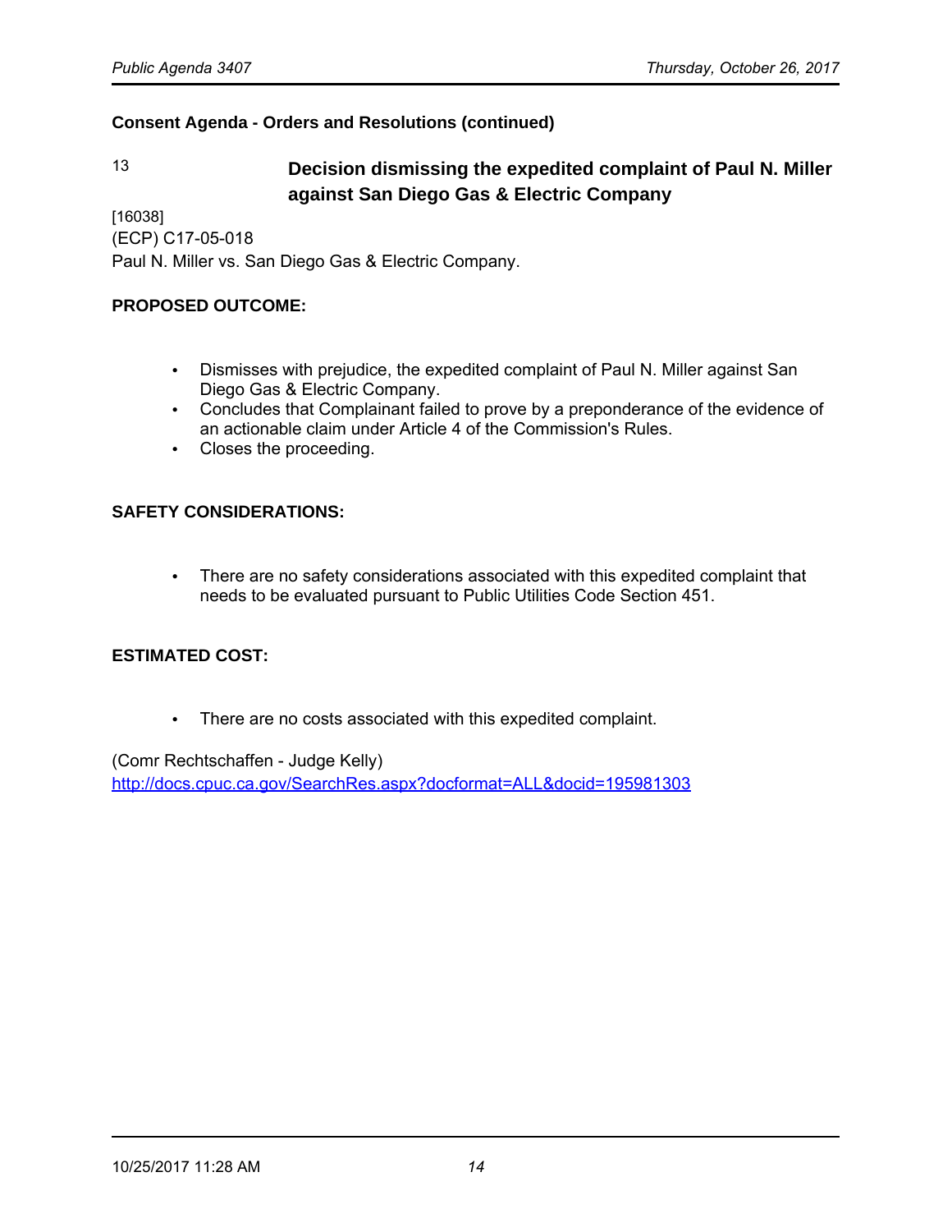**Consent Agenda - Orders and Resolutions (continued)**

13 **Decision dismissing the expedited complaint of Paul N. Miller against San Diego Gas & Electric Company**

[16038]
(ECP) C17-05-018
Paul N. Miller vs. San Diego Gas & Electric Company.

**PROPOSED OUTCOME:**

- Dismisses with prejudice, the expedited complaint of Paul N. Miller against San Diego Gas & Electric Company.
- Concludes that Complainant failed to prove by a preponderance of the evidence of an actionable claim under Article 4 of the Commission's Rules.
- Closes the proceeding.

**SAFETY CONSIDERATIONS:**

- There are no safety considerations associated with this expedited complaint that needs to be evaluated pursuant to Public Utilities Code Section 451.

**ESTIMATED COST:**

- There are no costs associated with this expedited complaint.

(Comr Rechtschaffen - Judge Kelly)
http://docs.cpuc.ca.gov/SearchRes.aspx?docformat=ALL&docid=195981303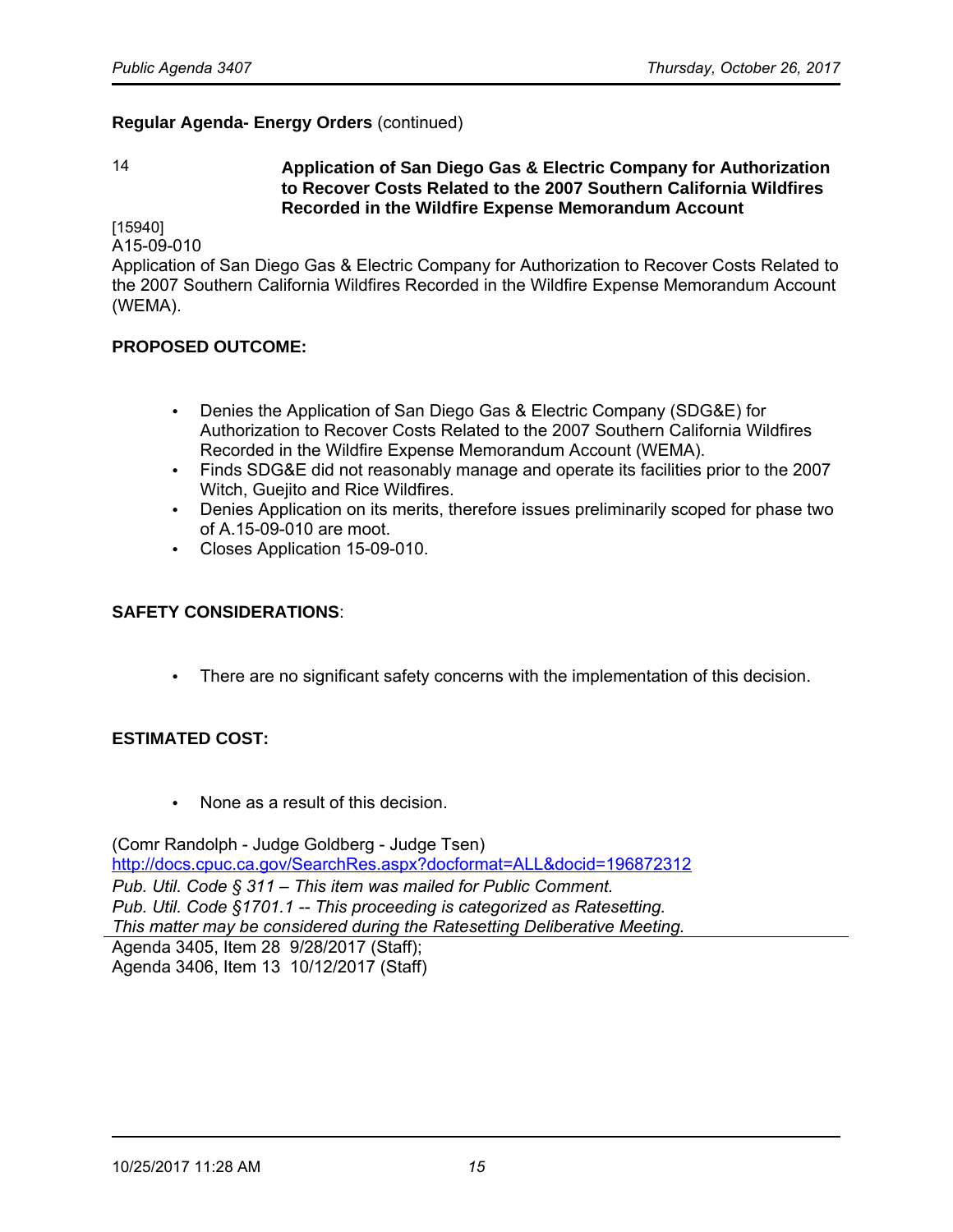**Regular Agenda- Energy Orders** (continued)

14 **Application of San Diego Gas & Electric Company for Authorization to Recover Costs Related to the 2007 Southern California Wildfires Recorded in the Wildfire Expense Memorandum Account**

[15940]
A15-09-010
Application of San Diego Gas & Electric Company for Authorization to Recover Costs Related to the 2007 Southern California Wildfires Recorded in the Wildfire Expense Memorandum Account (WEMA).

**PROPOSED OUTCOME:**

- Denies the Application of San Diego Gas & Electric Company (SDG&E) for Authorization to Recover Costs Related to the 2007 Southern California Wildfires Recorded in the Wildfire Expense Memorandum Account (WEMA).
- Finds SDG&E did not reasonably manage and operate its facilities prior to the 2007 Witch, Guejito and Rice Wildfires.
- Denies Application on its merits, therefore issues preliminarily scoped for phase two of A.15-09-010 are moot.
- Closes Application 15-09-010.

**SAFETY CONSIDERATIONS**:

- There are no significant safety concerns with the implementation of this decision.

**ESTIMATED COST:**

- None as a result of this decision.

(Comr Randolph - Judge Goldberg - Judge Tsen)
http://docs.cpuc.ca.gov/SearchRes.aspx?docformat=ALL&docid=196872312
*Pub. Util. Code § 311 – This item was mailed for Public Comment.*
*Pub. Util. Code §1701.1 -- This proceeding is categorized as Ratesetting.*
*This matter may be considered during the Ratesetting Deliberative Meeting.*

Agenda 3405, Item 28 9/28/2017 (Staff);
Agenda 3406, Item 13 10/12/2017 (Staff)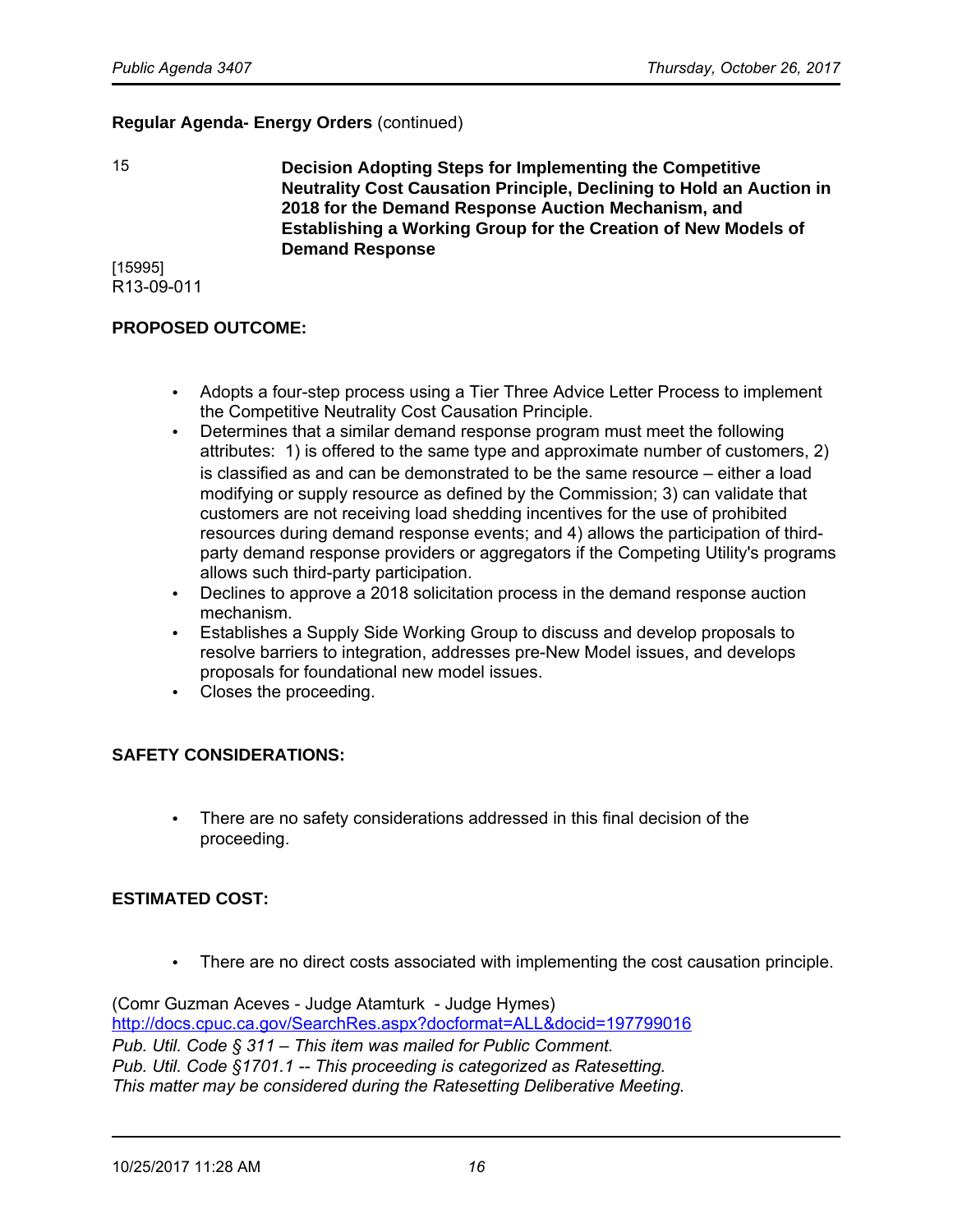**Regular Agenda- Energy Orders** (continued)

15 **Decision Adopting Steps for Implementing the Competitive Neutrality Cost Causation Principle, Declining to Hold an Auction in 2018 for the Demand Response Auction Mechanism, and Establishing a Working Group for the Creation of New Models of Demand Response**

[15995]
R13-09-011

**PROPOSED OUTCOME:**

- Adopts a four-step process using a Tier Three Advice Letter Process to implement the Competitive Neutrality Cost Causation Principle.
- Determines that a similar demand response program must meet the following attributes: 1) is offered to the same type and approximate number of customers, 2) is classified as and can be demonstrated to be the same resource – either a load modifying or supply resource as defined by the Commission; 3) can validate that customers are not receiving load shedding incentives for the use of prohibited resources during demand response events; and 4) allows the participation of third-party demand response providers or aggregators if the Competing Utility's programs allows such third-party participation.
- Declines to approve a 2018 solicitation process in the demand response auction mechanism.
- Establishes a Supply Side Working Group to discuss and develop proposals to resolve barriers to integration, addresses pre-New Model issues, and develops proposals for foundational new model issues.
- Closes the proceeding.

**SAFETY CONSIDERATIONS:**

- There are no safety considerations addressed in this final decision of the proceeding.

**ESTIMATED COST:**

- There are no direct costs associated with implementing the cost causation principle.

(Comr Guzman Aceves - Judge Atamturk - Judge Hymes)
http://docs.cpuc.ca.gov/SearchRes.aspx?docformat=ALL&docid=197799016
*Pub. Util. Code § 311 – This item was mailed for Public Comment.*
*Pub. Util. Code §1701.1 -- This proceeding is categorized as Ratesetting.*
*This matter may be considered during the Ratesetting Deliberative Meeting.*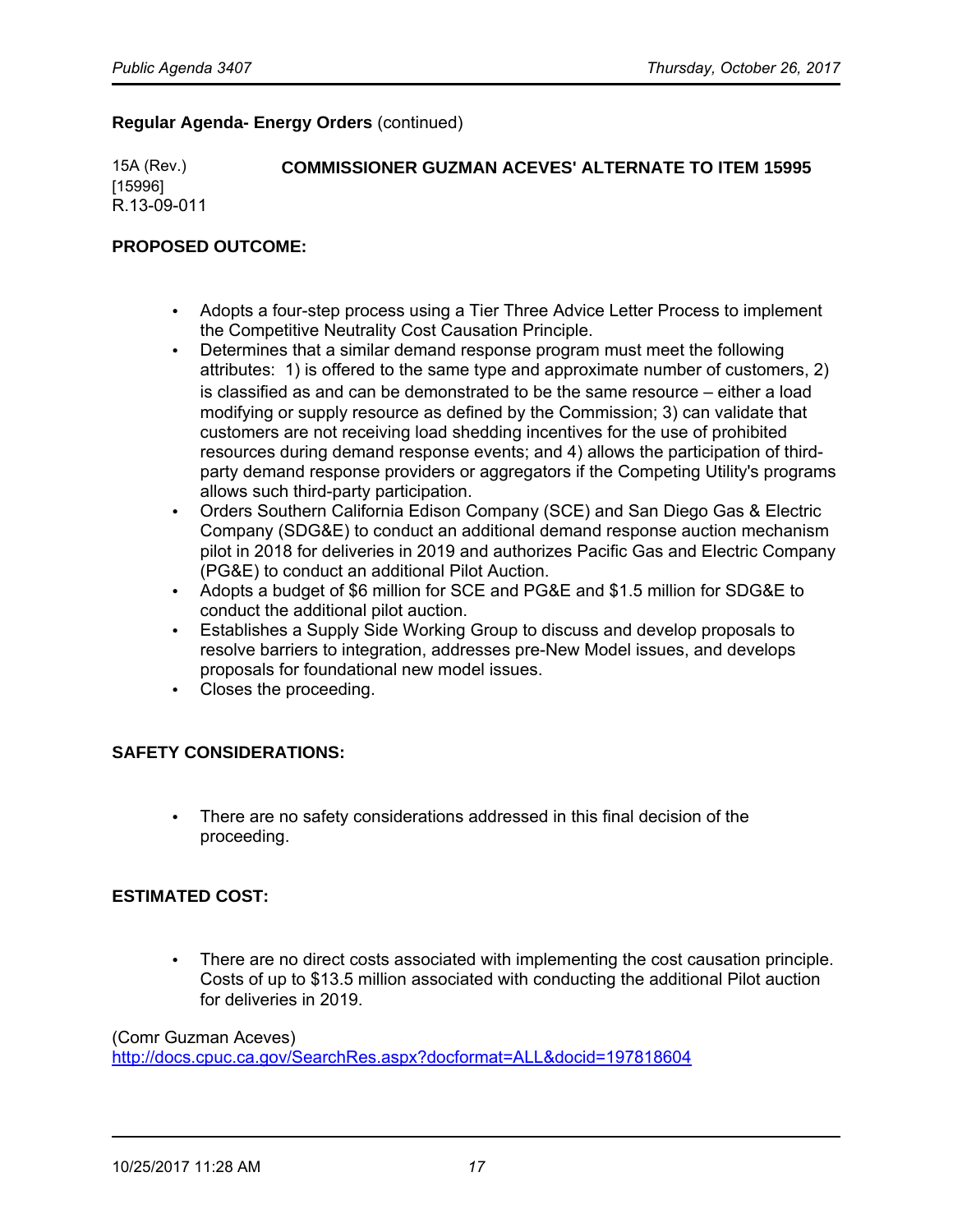**Regular Agenda- Energy Orders** (continued)

15A (Rev.)
[15996]
R.13-09-011

**COMMISSIONER GUZMAN ACEVES' ALTERNATE TO ITEM 15995**

**PROPOSED OUTCOME:**

- Adopts a four-step process using a Tier Three Advice Letter Process to implement the Competitive Neutrality Cost Causation Principle.
- Determines that a similar demand response program must meet the following attributes: 1) is offered to the same type and approximate number of customers, 2) is classified as and can be demonstrated to be the same resource – either a load modifying or supply resource as defined by the Commission; 3) can validate that customers are not receiving load shedding incentives for the use of prohibited resources during demand response events; and 4) allows the participation of third-party demand response providers or aggregators if the Competing Utility's programs allows such third-party participation.
- Orders Southern California Edison Company (SCE) and San Diego Gas & Electric Company (SDG&E) to conduct an additional demand response auction mechanism pilot in 2018 for deliveries in 2019 and authorizes Pacific Gas and Electric Company (PG&E) to conduct an additional Pilot Auction.
- Adopts a budget of $6 million for SCE and PG&E and $1.5 million for SDG&E to conduct the additional pilot auction.
- Establishes a Supply Side Working Group to discuss and develop proposals to resolve barriers to integration, addresses pre-New Model issues, and develops proposals for foundational new model issues.
- Closes the proceeding.

**SAFETY CONSIDERATIONS:**

- There are no safety considerations addressed in this final decision of the proceeding.

**ESTIMATED COST:**

- There are no direct costs associated with implementing the cost causation principle. Costs of up to $13.5 million associated with conducting the additional Pilot auction for deliveries in 2019.

(Comr Guzman Aceves)
http://docs.cpuc.ca.gov/SearchRes.aspx?docformat=ALL&docid=197818604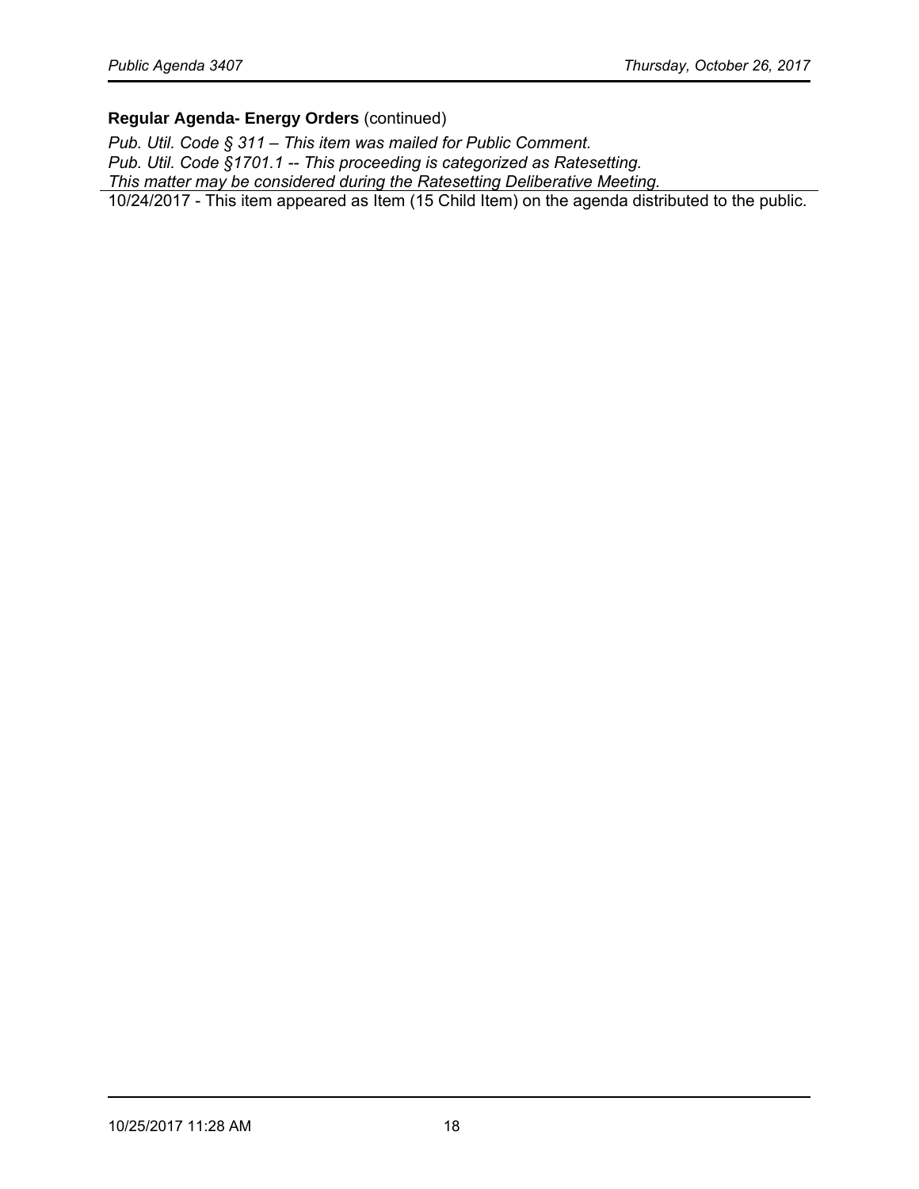**Regular Agenda- Energy Orders** (continued)

*Pub. Util. Code § 311 – This item was mailed for Public Comment.*
*Pub. Util. Code §1701.1 -- This proceeding is categorized as Ratesetting.*
*This matter may be considered during the Ratesetting Deliberative Meeting.*

10/24/2017 - This item appeared as Item (15 Child Item) on the agenda distributed to the public.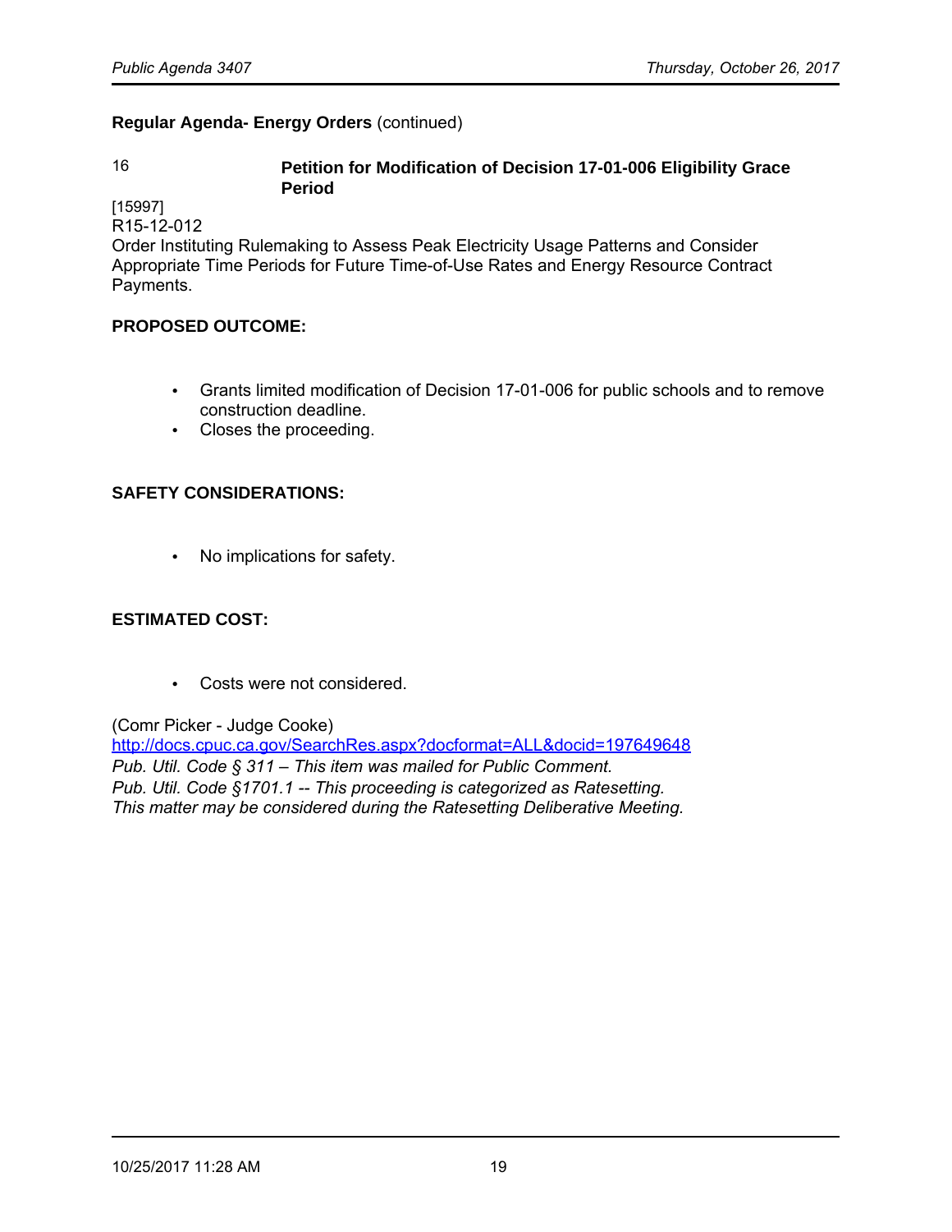**Regular Agenda- Energy Orders** (continued)

16 **Petition for Modification of Decision 17-01-006 Eligibility Grace Period**

[15997]
R15-12-012
Order Instituting Rulemaking to Assess Peak Electricity Usage Patterns and Consider Appropriate Time Periods for Future Time-of-Use Rates and Energy Resource Contract Payments.

**PROPOSED OUTCOME:**

- Grants limited modification of Decision 17-01-006 for public schools and to remove construction deadline.
- Closes the proceeding.

**SAFETY CONSIDERATIONS:**

- No implications for safety.

**ESTIMATED COST:**

- Costs were not considered.

(Comr Picker - Judge Cooke)
http://docs.cpuc.ca.gov/SearchRes.aspx?docformat=ALL&docid=197649648
*Pub. Util. Code § 311 – This item was mailed for Public Comment.*
*Pub. Util. Code §1701.1 -- This proceeding is categorized as Ratesetting.*
*This matter may be considered during the Ratesetting Deliberative Meeting.*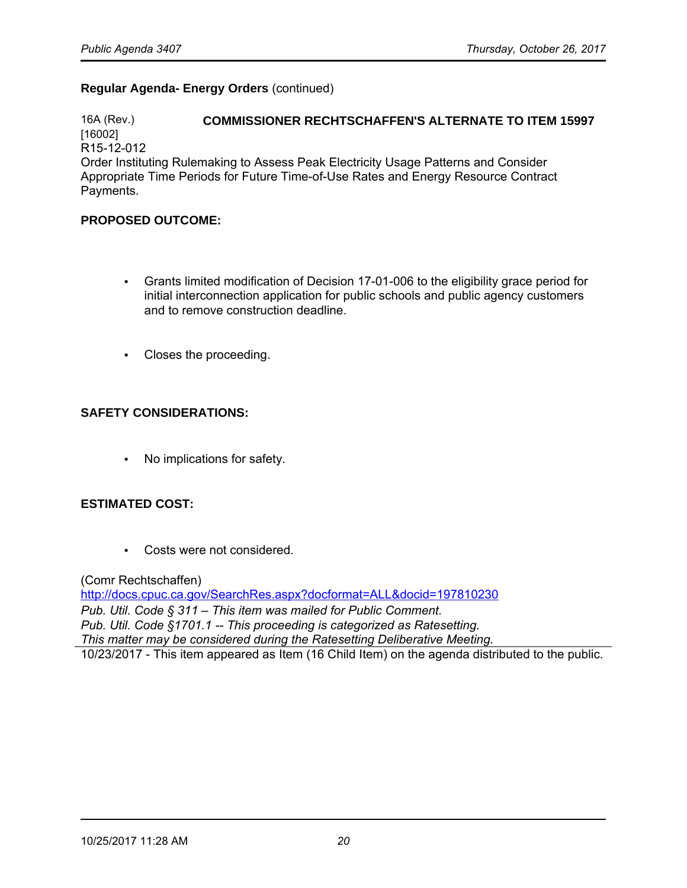**Regular Agenda- Energy Orders** (continued)

16A (Rev.) **COMMISSIONER RECHTSCHAFFEN'S ALTERNATE TO ITEM 15997**
[16002]
R15-12-012
Order Instituting Rulemaking to Assess Peak Electricity Usage Patterns and Consider Appropriate Time Periods for Future Time-of-Use Rates and Energy Resource Contract Payments.

**PROPOSED OUTCOME:**

- Grants limited modification of Decision 17-01-006 to the eligibility grace period for initial interconnection application for public schools and public agency customers and to remove construction deadline.
- Closes the proceeding.

**SAFETY CONSIDERATIONS:**

- No implications for safety.

**ESTIMATED COST:**

- Costs were not considered.

(Comr Rechtschaffen)
http://docs.cpuc.ca.gov/SearchRes.aspx?docformat=ALL&docid=197810230
*Pub. Util. Code § 311 – This item was mailed for Public Comment.*
*Pub. Util. Code §1701.1 -- This proceeding is categorized as Ratesetting.*
*This matter may be considered during the Ratesetting Deliberative Meeting.*

10/23/2017 - This item appeared as Item (16 Child Item) on the agenda distributed to the public.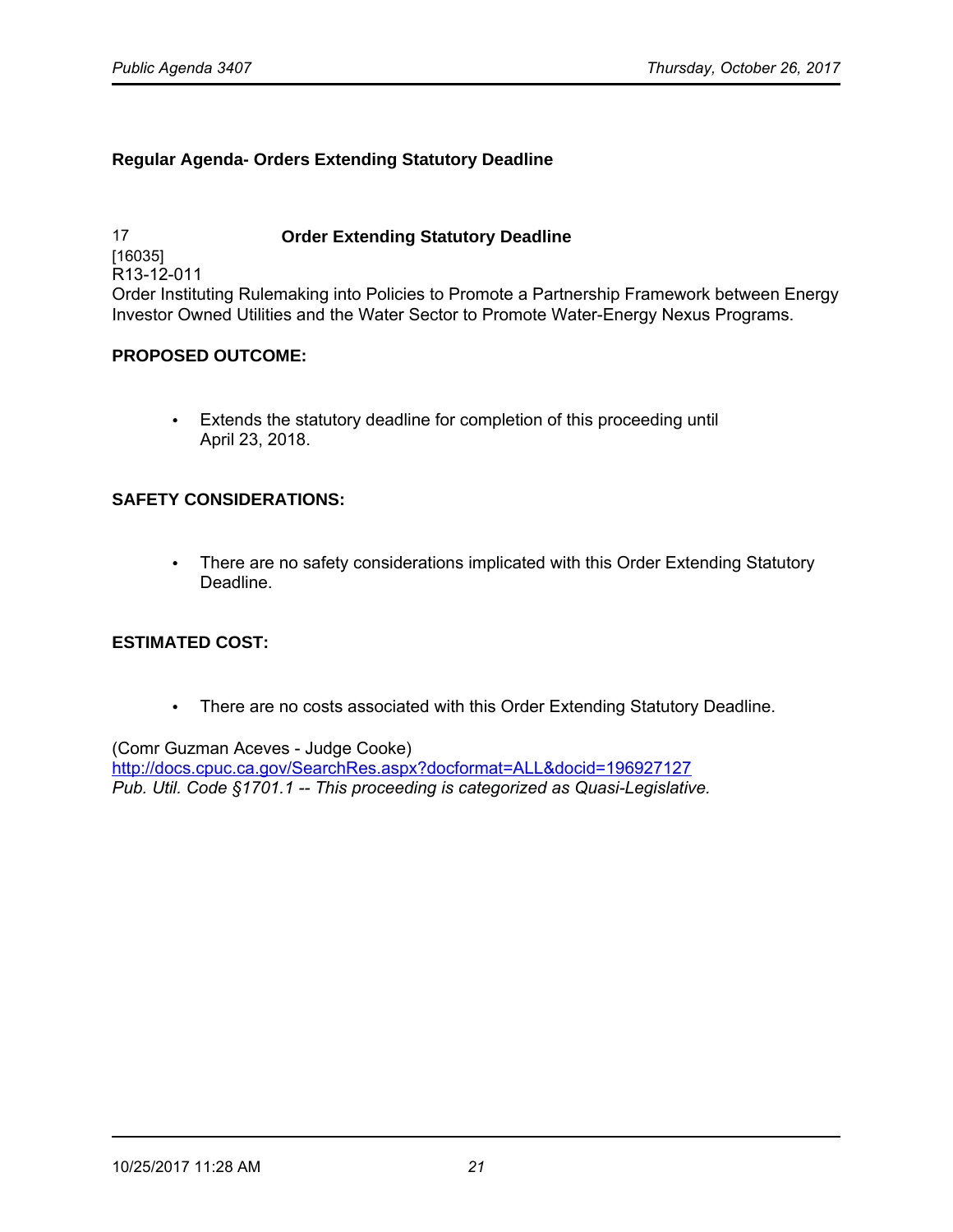## Regular Agenda- Orders Extending Statutory Deadline

17 **Order Extending Statutory Deadline**
[16035]
R13-12-011
Order Instituting Rulemaking into Policies to Promote a Partnership Framework between Energy Investor Owned Utilities and the Water Sector to Promote Water-Energy Nexus Programs.

**PROPOSED OUTCOME:**

- Extends the statutory deadline for completion of this proceeding until April 23, 2018.

**SAFETY CONSIDERATIONS:**

- There are no safety considerations implicated with this Order Extending Statutory Deadline.

**ESTIMATED COST:**

- There are no costs associated with this Order Extending Statutory Deadline.

(Comr Guzman Aceves - Judge Cooke)
http://docs.cpuc.ca.gov/SearchRes.aspx?docformat=ALL&docid=196927127
*Pub. Util. Code §1701.1 -- This proceeding is categorized as Quasi-Legislative.*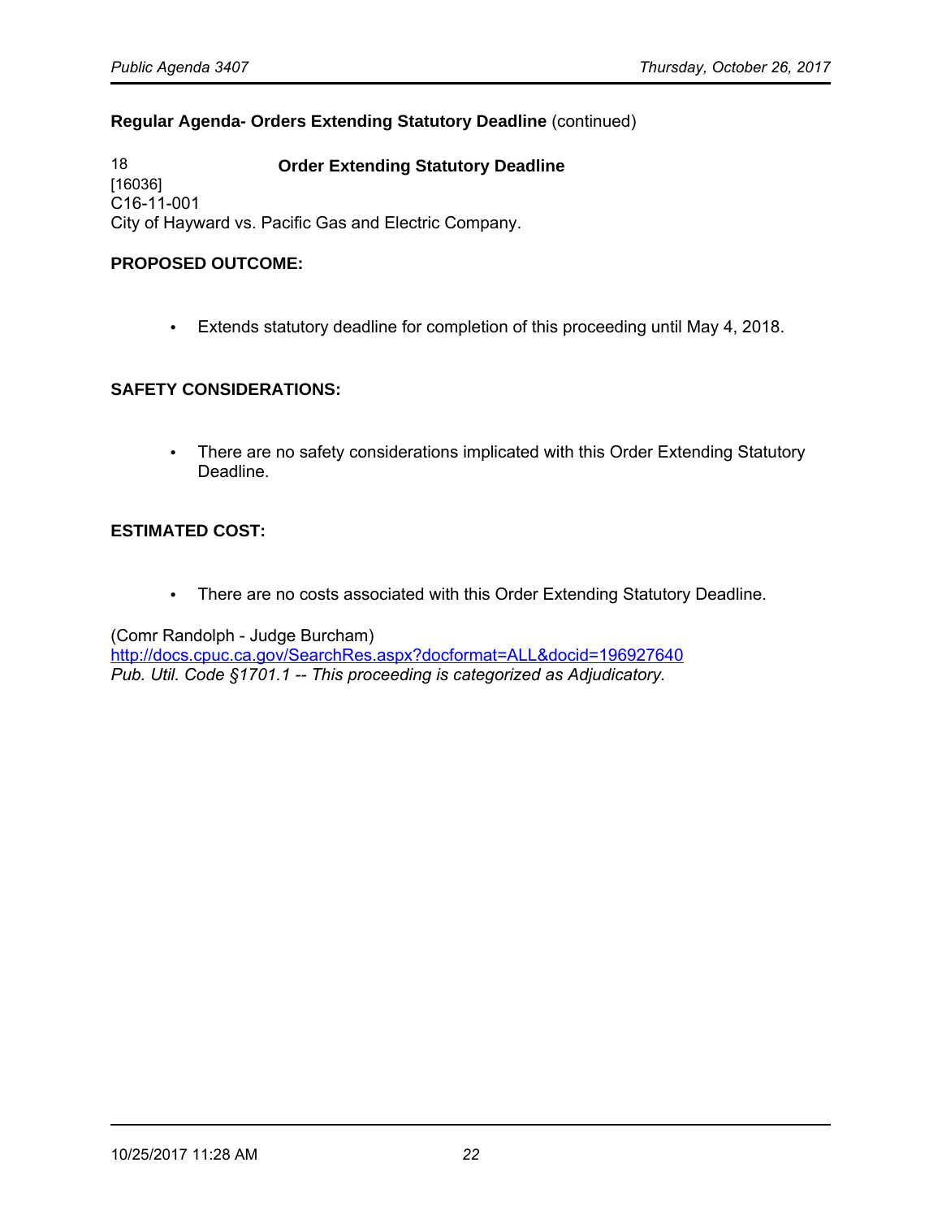**Regular Agenda- Orders Extending Statutory Deadline** (continued)

18 **Order Extending Statutory Deadline**
[16036]
C16-11-001
City of Hayward vs. Pacific Gas and Electric Company.

**PROPOSED OUTCOME:**

- Extends statutory deadline for completion of this proceeding until May 4, 2018.

**SAFETY CONSIDERATIONS:**

- There are no safety considerations implicated with this Order Extending Statutory Deadline.

**ESTIMATED COST:**

- There are no costs associated with this Order Extending Statutory Deadline.

(Comr Randolph - Judge Burcham)
http://docs.cpuc.ca.gov/SearchRes.aspx?docformat=ALL&docid=196927640
*Pub. Util. Code §1701.1 -- This proceeding is categorized as Adjudicatory.*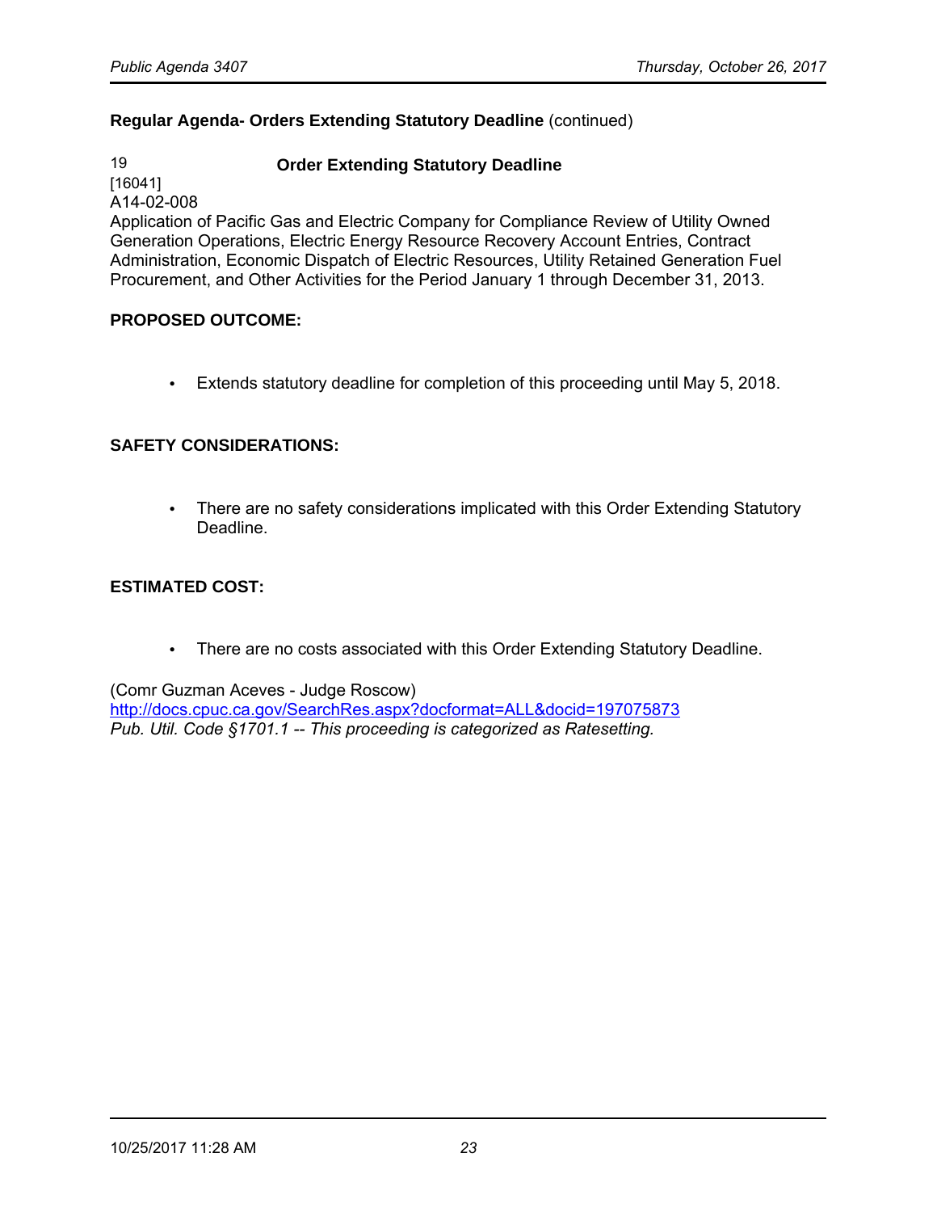**Regular Agenda- Orders Extending Statutory Deadline** (continued)

19 **Order Extending Statutory Deadline**
[16041]
A14-02-008
Application of Pacific Gas and Electric Company for Compliance Review of Utility Owned Generation Operations, Electric Energy Resource Recovery Account Entries, Contract Administration, Economic Dispatch of Electric Resources, Utility Retained Generation Fuel Procurement, and Other Activities for the Period January 1 through December 31, 2013.

**PROPOSED OUTCOME:**

- Extends statutory deadline for completion of this proceeding until May 5, 2018.

**SAFETY CONSIDERATIONS:**

- There are no safety considerations implicated with this Order Extending Statutory Deadline.

**ESTIMATED COST:**

- There are no costs associated with this Order Extending Statutory Deadline.

(Comr Guzman Aceves - Judge Roscow)
[http://docs.cpuc.ca.gov/SearchRes.aspx?docformat=ALL&docid=197075873](http://docs.cpuc.ca.gov/SearchRes.aspx?docformat=ALL&docid=197075873)
*Pub. Util. Code §1701.1 -- This proceeding is categorized as Ratesetting.*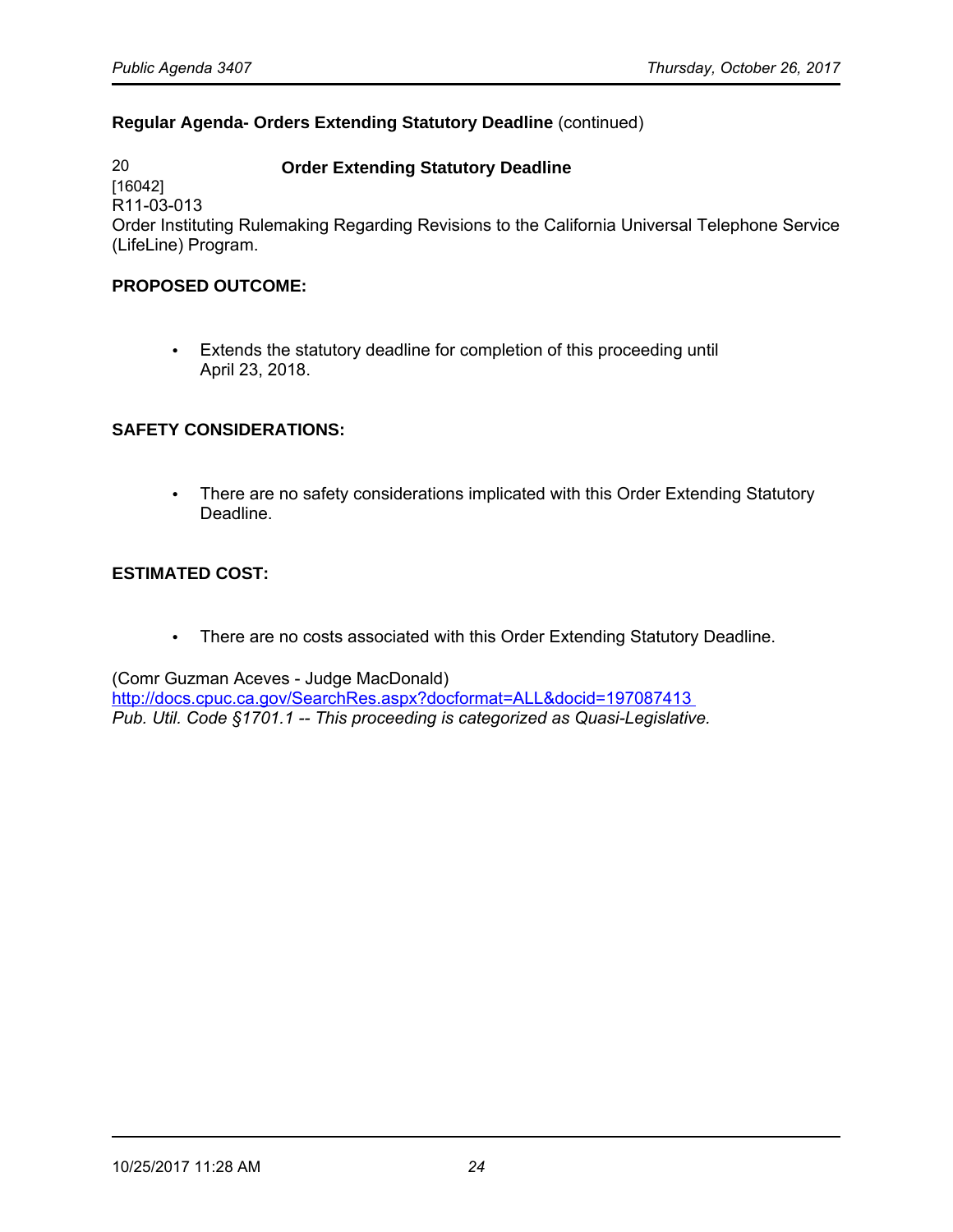**Regular Agenda- Orders Extending Statutory Deadline** (continued)

20 **Order Extending Statutory Deadline**
[16042]
R11-03-013
Order Instituting Rulemaking Regarding Revisions to the California Universal Telephone Service (LifeLine) Program.

**PROPOSED OUTCOME:**

- Extends the statutory deadline for completion of this proceeding until April 23, 2018.

**SAFETY CONSIDERATIONS:**

- There are no safety considerations implicated with this Order Extending Statutory Deadline.

**ESTIMATED COST:**

- There are no costs associated with this Order Extending Statutory Deadline.

(Comr Guzman Aceves - Judge MacDonald)
http://docs.cpuc.ca.gov/SearchRes.aspx?docformat=ALL&docid=197087413
*Pub. Util. Code §1701.1 -- This proceeding is categorized as Quasi-Legislative.*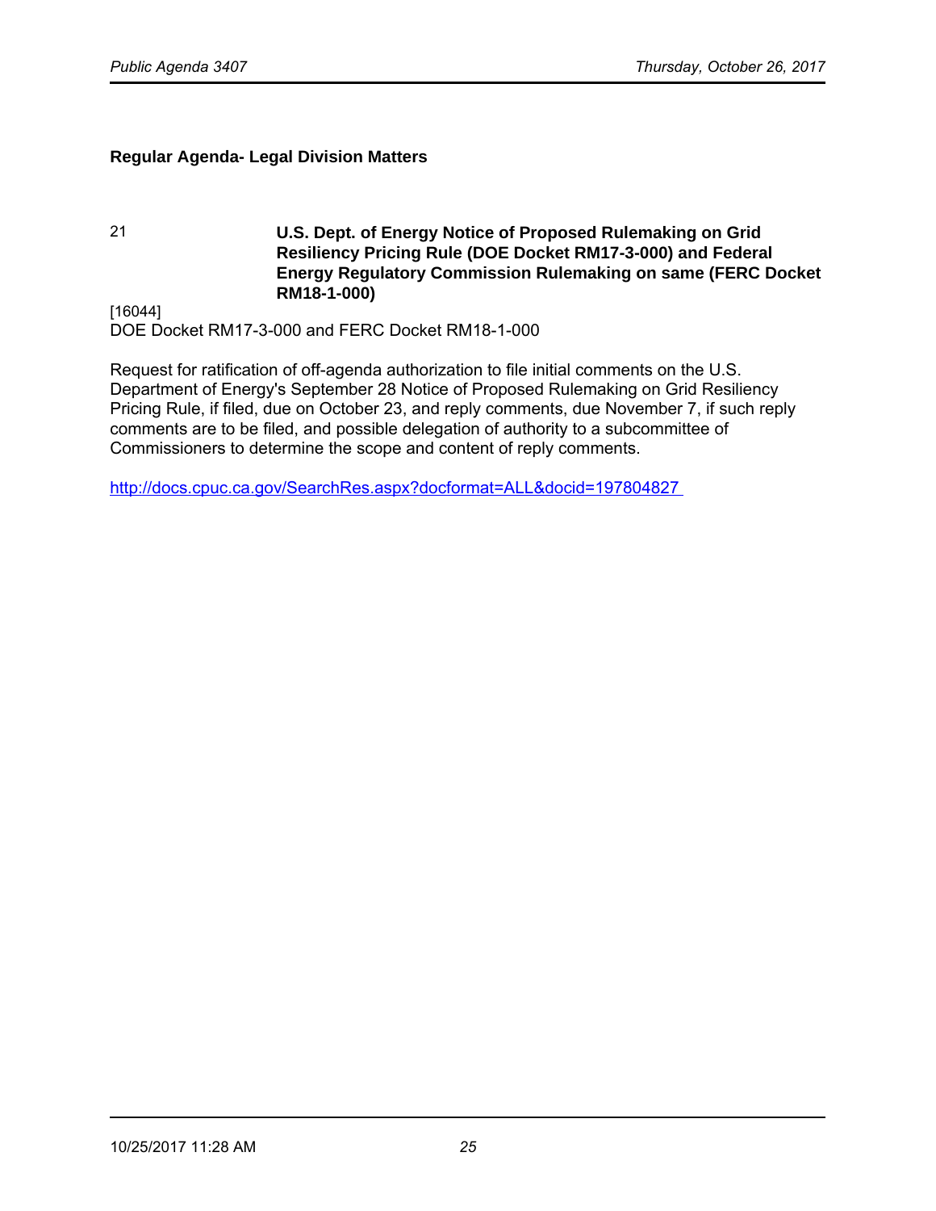**Regular Agenda- Legal Division Matters**

21 **U.S. Dept. of Energy Notice of Proposed Rulemaking on Grid Resiliency Pricing Rule (DOE Docket RM17-3-000) and Federal Energy Regulatory Commission Rulemaking on same (FERC Docket RM18-1-000)**

[16044]
DOE Docket RM17-3-000 and FERC Docket RM18-1-000

Request for ratification of off-agenda authorization to file initial comments on the U.S. Department of Energy's September 28 Notice of Proposed Rulemaking on Grid Resiliency Pricing Rule, if filed, due on October 23, and reply comments, due November 7, if such reply comments are to be filed, and possible delegation of authority to a subcommittee of Commissioners to determine the scope and content of reply comments.

http://docs.cpuc.ca.gov/SearchRes.aspx?docformat=ALL&docid=197804827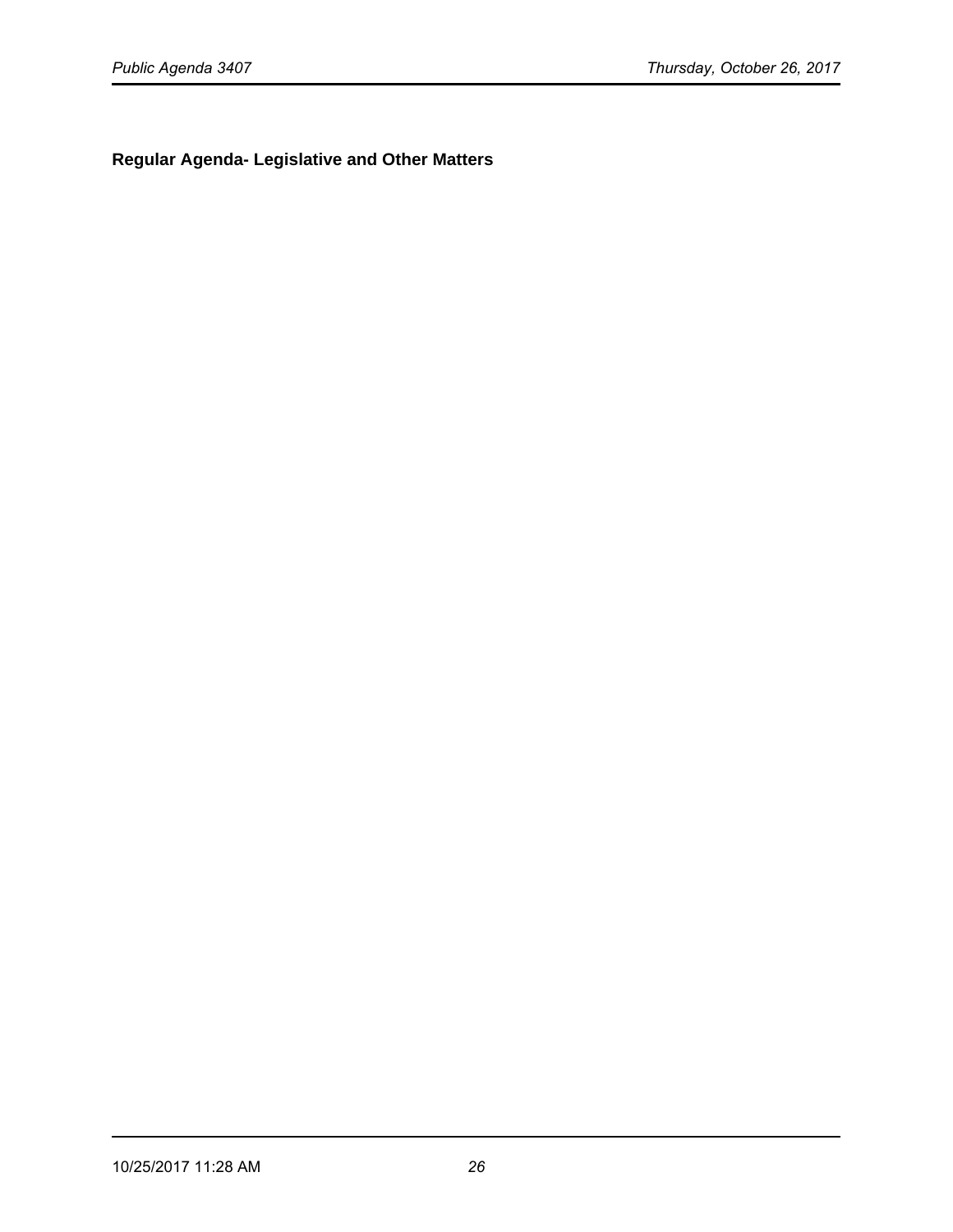**Regular Agenda- Legislative and Other Matters**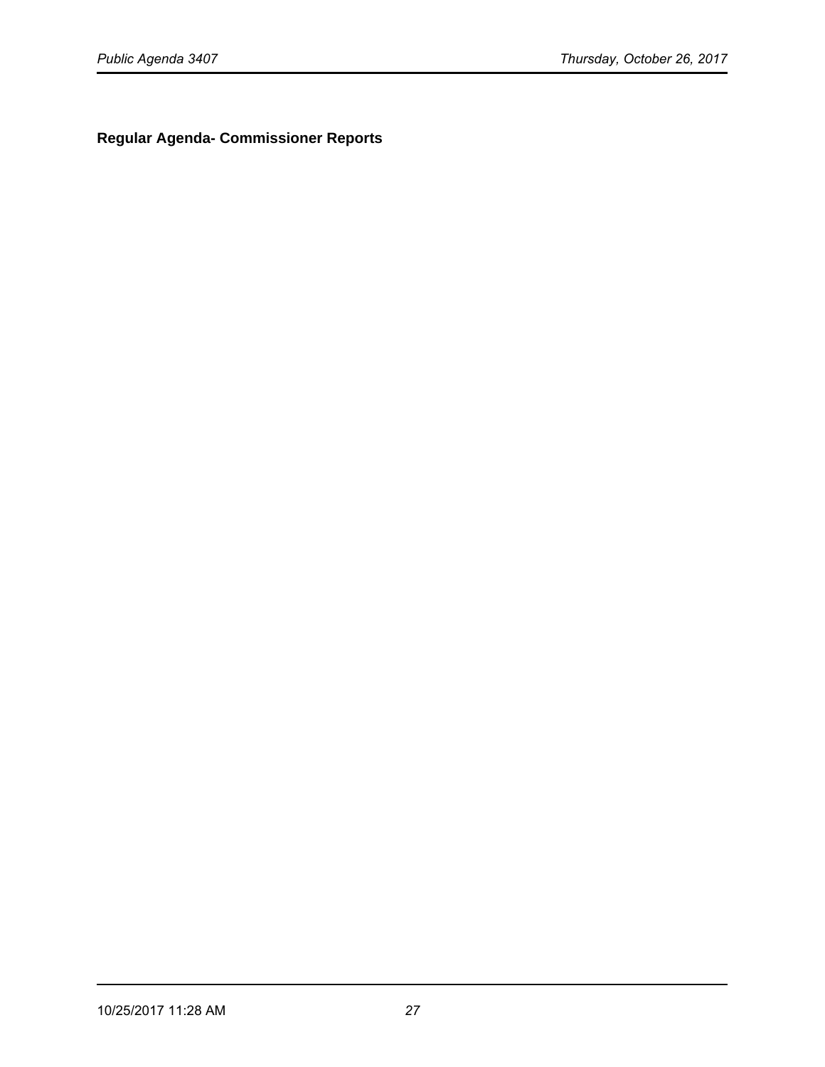**Regular Agenda- Commissioner Reports**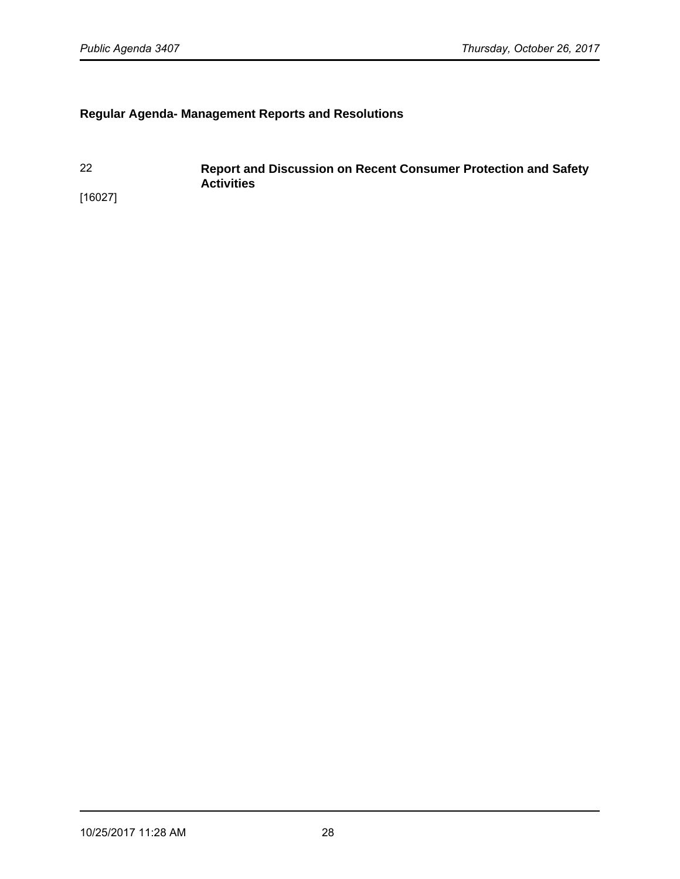## Regular Agenda- Management Reports and Resolutions

22

[16027]

**Report and Discussion on Recent Consumer Protection and Safety Activities**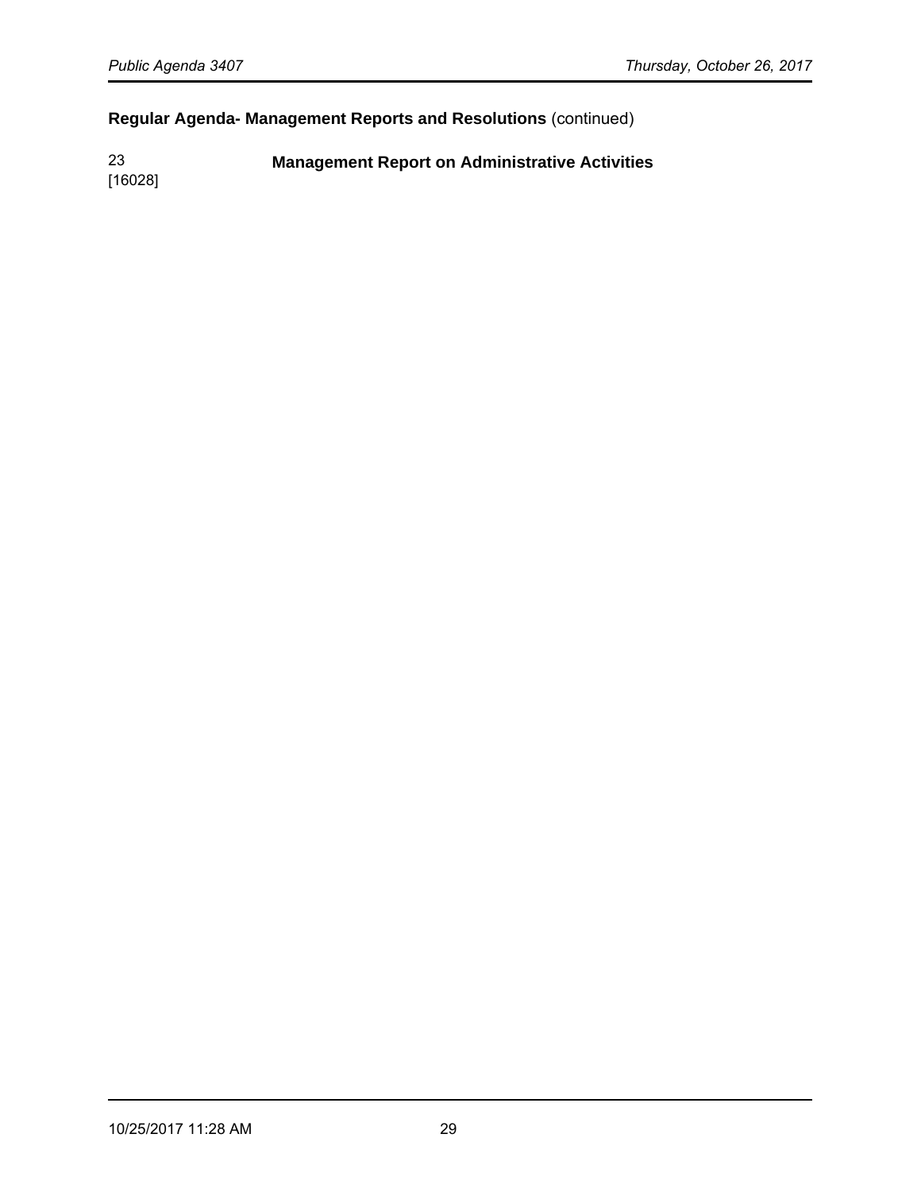## **Regular Agenda- Management Reports and Resolutions** (continued)

23
[16028]

**Management Report on Administrative Activities**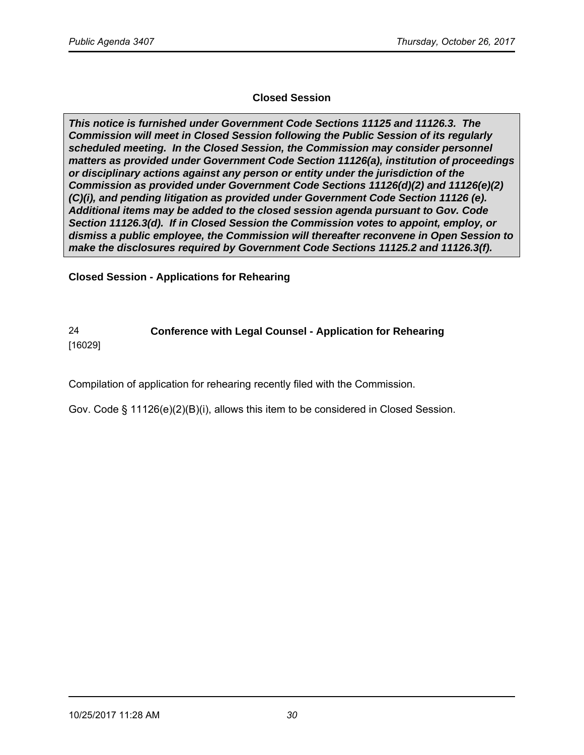## Closed Session

***This notice is furnished under Government Code Sections 11125 and 11126.3. The Commission will meet in Closed Session following the Public Session of its regularly scheduled meeting. In the Closed Session, the Commission may consider personnel matters as provided under Government Code Section 11126(a), institution of proceedings or disciplinary actions against any person or entity under the jurisdiction of the Commission as provided under Government Code Sections 11126(d)(2) and 11126(e)(2)(C)(i), and pending litigation as provided under Government Code Section 11126 (e). Additional items may be added to the closed session agenda pursuant to Gov. Code Section 11126.3(d). If in Closed Session the Commission votes to appoint, employ, or dismiss a public employee, the Commission will thereafter reconvene in Open Session to make the disclosures required by Government Code Sections 11125.2 and 11126.3(f).***

### Closed Session - Applications for Rehearing

24 [16029] **Conference with Legal Counsel - Application for Rehearing**

Compilation of application for rehearing recently filed with the Commission.

Gov. Code § 11126(e)(2)(B)(i), allows this item to be considered in Closed Session.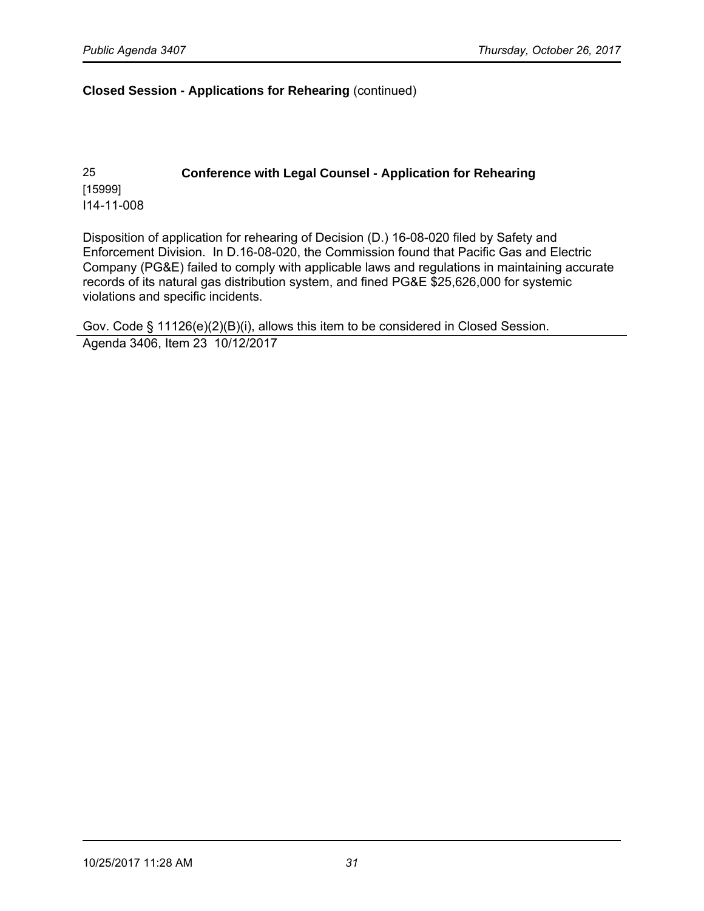**Closed Session - Applications for Rehearing** (continued)

25 **Conference with Legal Counsel - Application for Rehearing**
[15999]
I14-11-008

Disposition of application for rehearing of Decision (D.) 16-08-020 filed by Safety and Enforcement Division. In D.16-08-020, the Commission found that Pacific Gas and Electric Company (PG&E) failed to comply with applicable laws and regulations in maintaining accurate records of its natural gas distribution system, and fined PG&E $25,626,000 for systemic violations and specific incidents.

Gov. Code § 11126(e)(2)(B)(i), allows this item to be considered in Closed Session.

---

Agenda 3406, Item 23 10/12/2017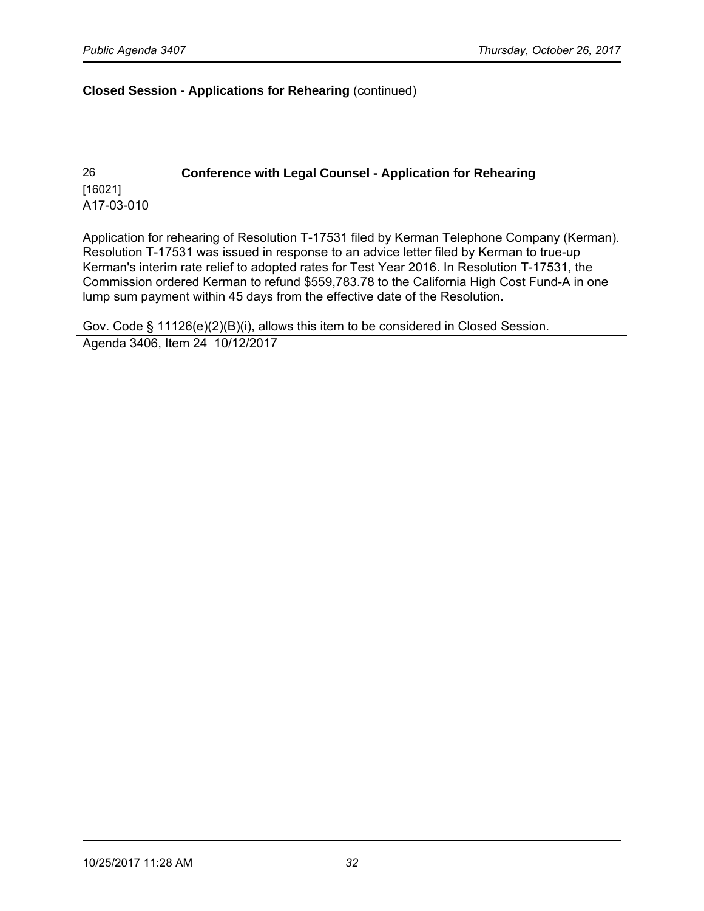**Closed Session - Applications for Rehearing** (continued)

26 **Conference with Legal Counsel - Application for Rehearing**
[16021]
A17-03-010

Application for rehearing of Resolution T-17531 filed by Kerman Telephone Company (Kerman). Resolution T-17531 was issued in response to an advice letter filed by Kerman to true-up Kerman's interim rate relief to adopted rates for Test Year 2016. In Resolution T-17531, the Commission ordered Kerman to refund $559,783.78 to the California High Cost Fund-A in one lump sum payment within 45 days from the effective date of the Resolution.

Gov. Code § 11126(e)(2)(B)(i), allows this item to be considered in Closed Session.

Agenda 3406, Item 24 10/12/2017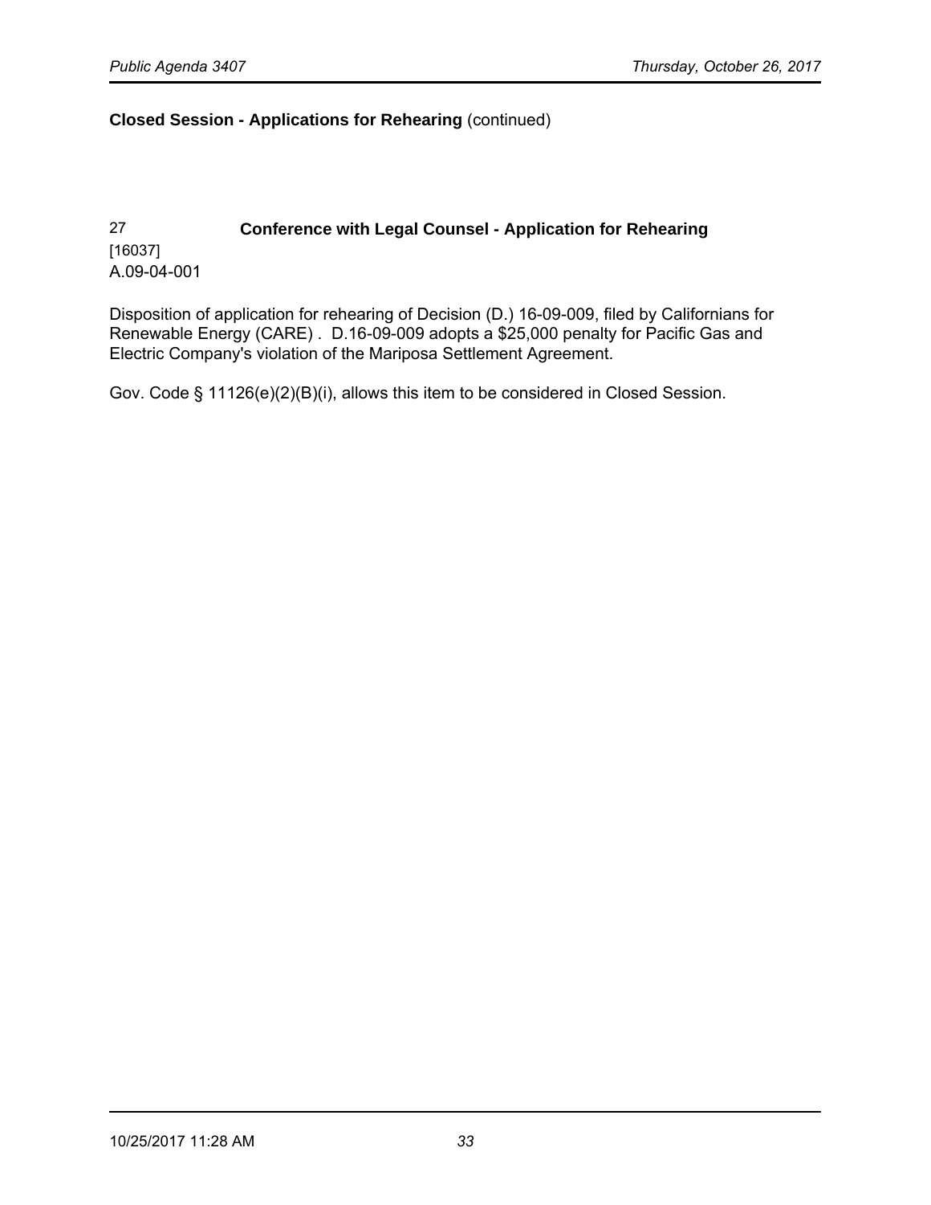**Closed Session - Applications for Rehearing** (continued)

27 **Conference with Legal Counsel - Application for Rehearing**
[16037]
A.09-04-001

Disposition of application for rehearing of Decision (D.) 16-09-009, filed by Californians for Renewable Energy (CARE) . D.16-09-009 adopts a $25,000 penalty for Pacific Gas and Electric Company's violation of the Mariposa Settlement Agreement.

Gov. Code § 11126(e)(2)(B)(i), allows this item to be considered in Closed Session.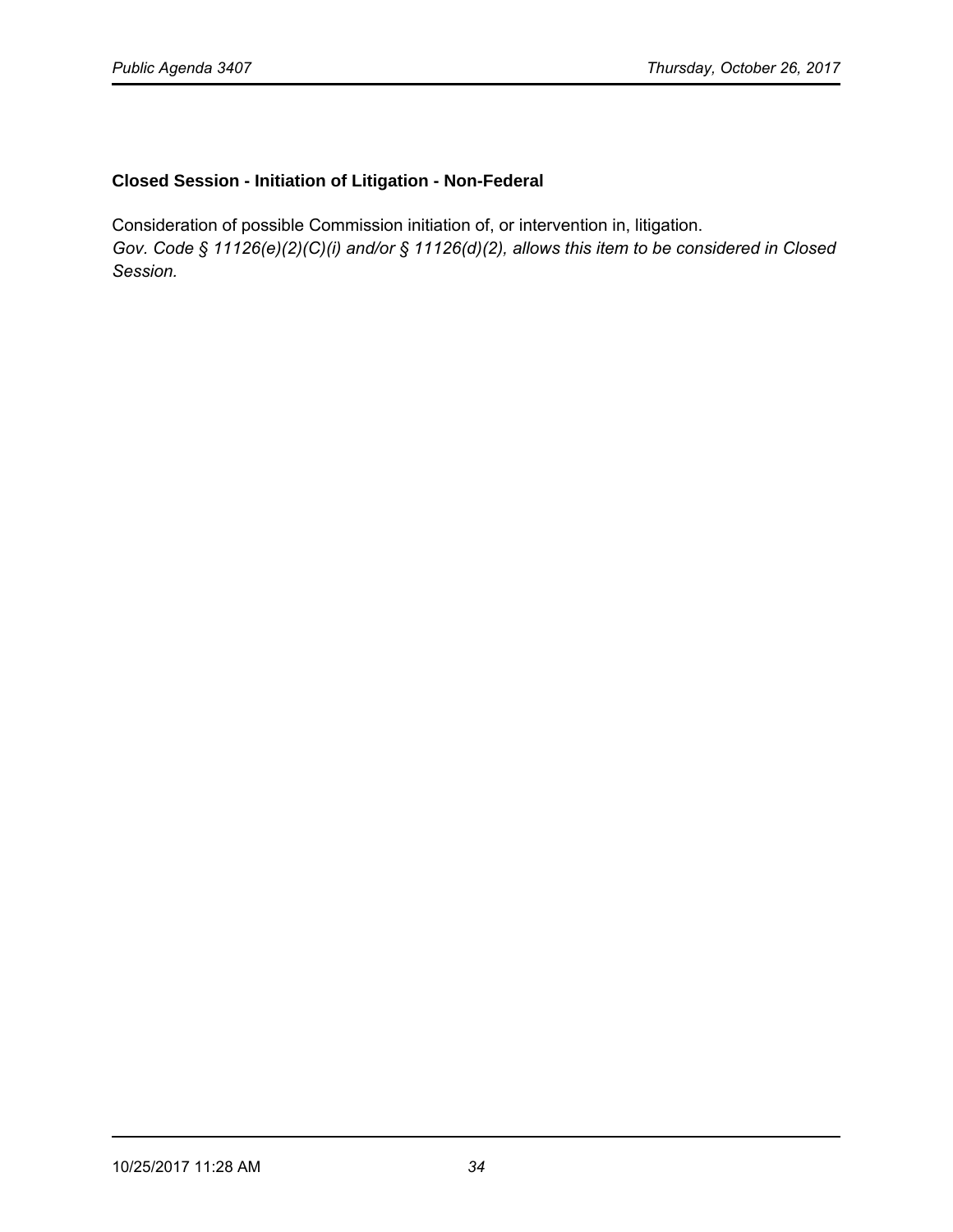**Closed Session - Initiation of Litigation - Non-Federal**

Consideration of possible Commission initiation of, or intervention in, litigation.
*Gov. Code § 11126(e)(2)(C)(i) and/or § 11126(d)(2), allows this item to be considered in Closed Session.*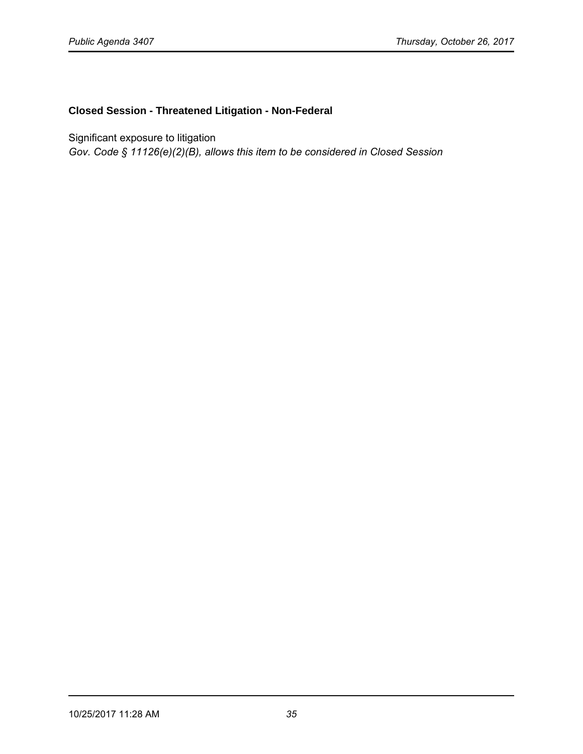**Closed Session - Threatened Litigation - Non-Federal**

Significant exposure to litigation
*Gov. Code § 11126(e)(2)(B), allows this item to be considered in Closed Session*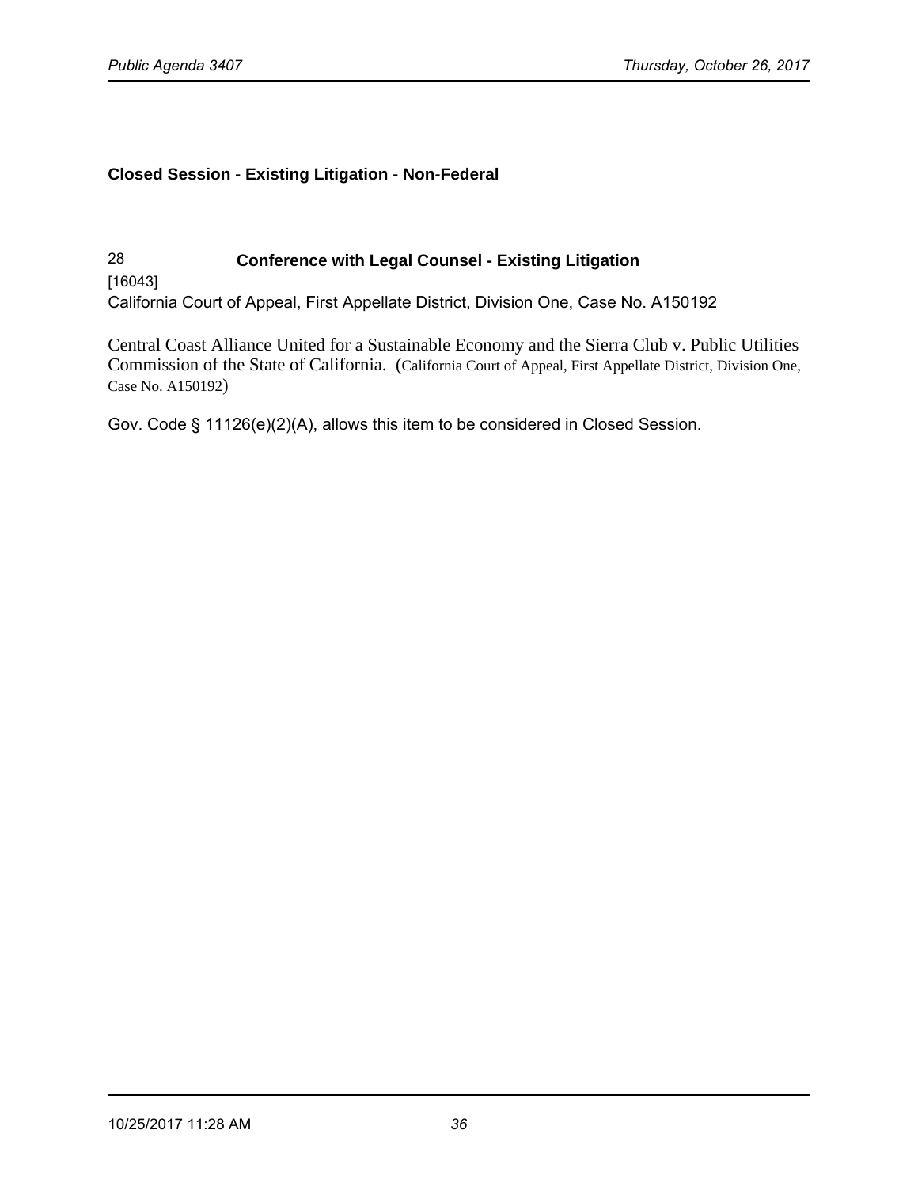**Closed Session - Existing Litigation - Non-Federal**

28 **Conference with Legal Counsel - Existing Litigation**

[16043]

California Court of Appeal, First Appellate District, Division One, Case No. A150192

Central Coast Alliance United for a Sustainable Economy and the Sierra Club v. Public Utilities Commission of the State of California. (California Court of Appeal, First Appellate District, Division One, Case No. A150192)

Gov. Code § 11126(e)(2)(A), allows this item to be considered in Closed Session.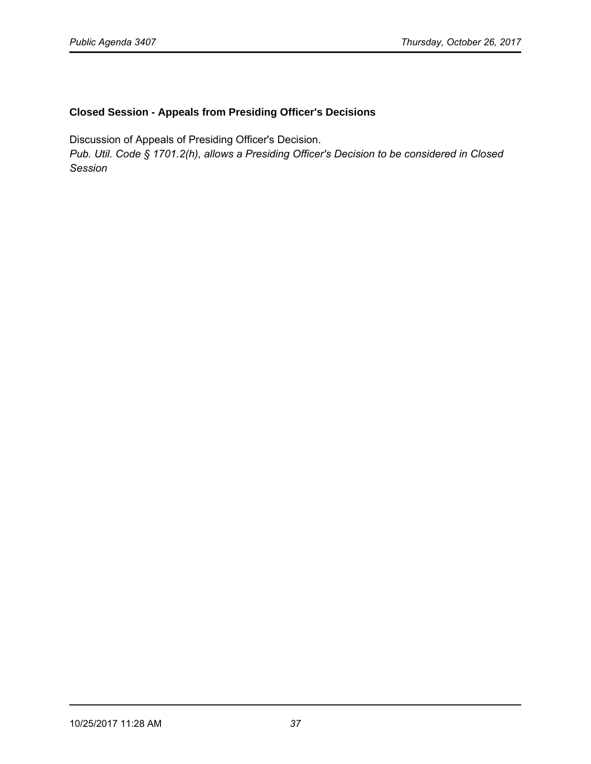### Closed Session - Appeals from Presiding Officer's Decisions

Discussion of Appeals of Presiding Officer's Decision.
*Pub. Util. Code § 1701.2(h), allows a Presiding Officer's Decision to be considered in Closed Session*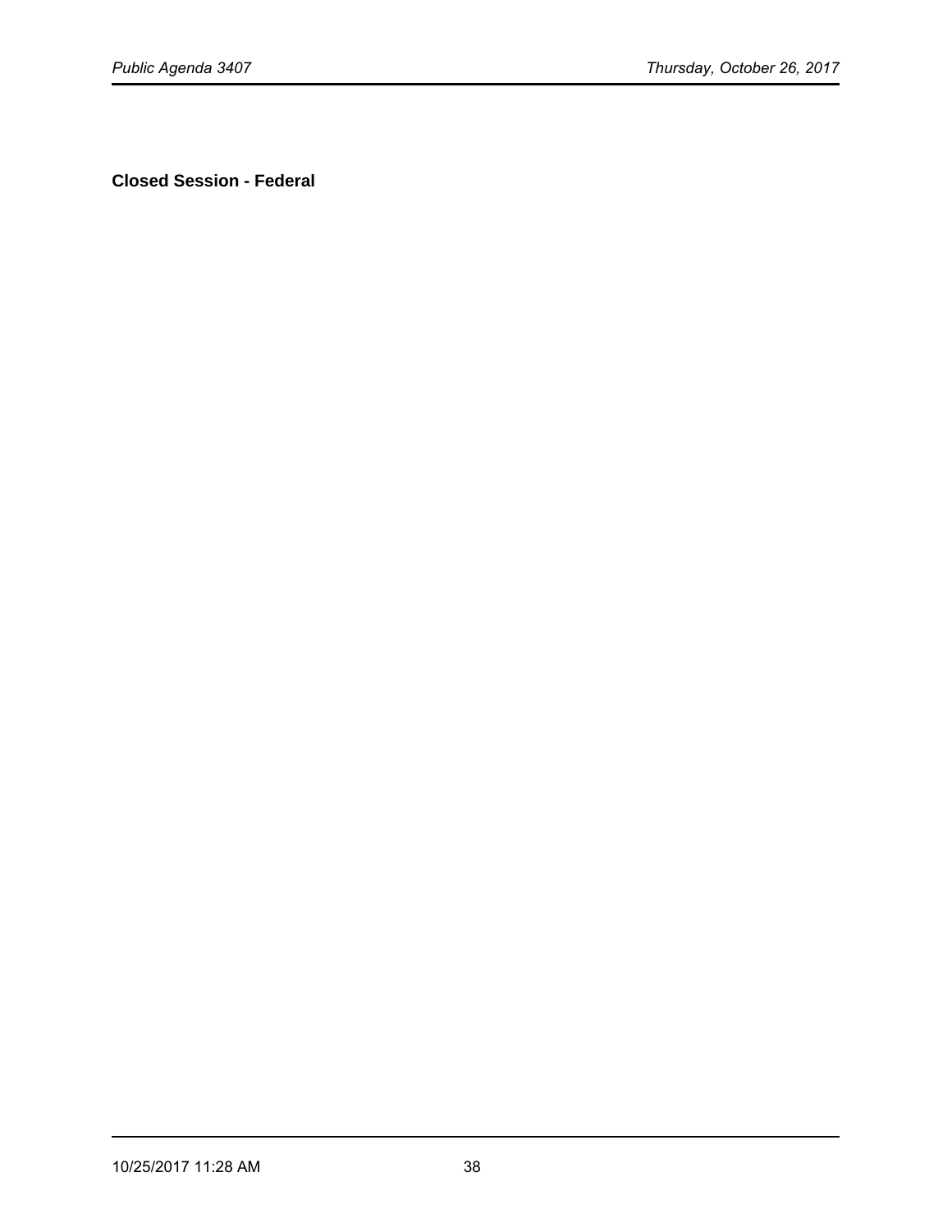**Closed Session - Federal**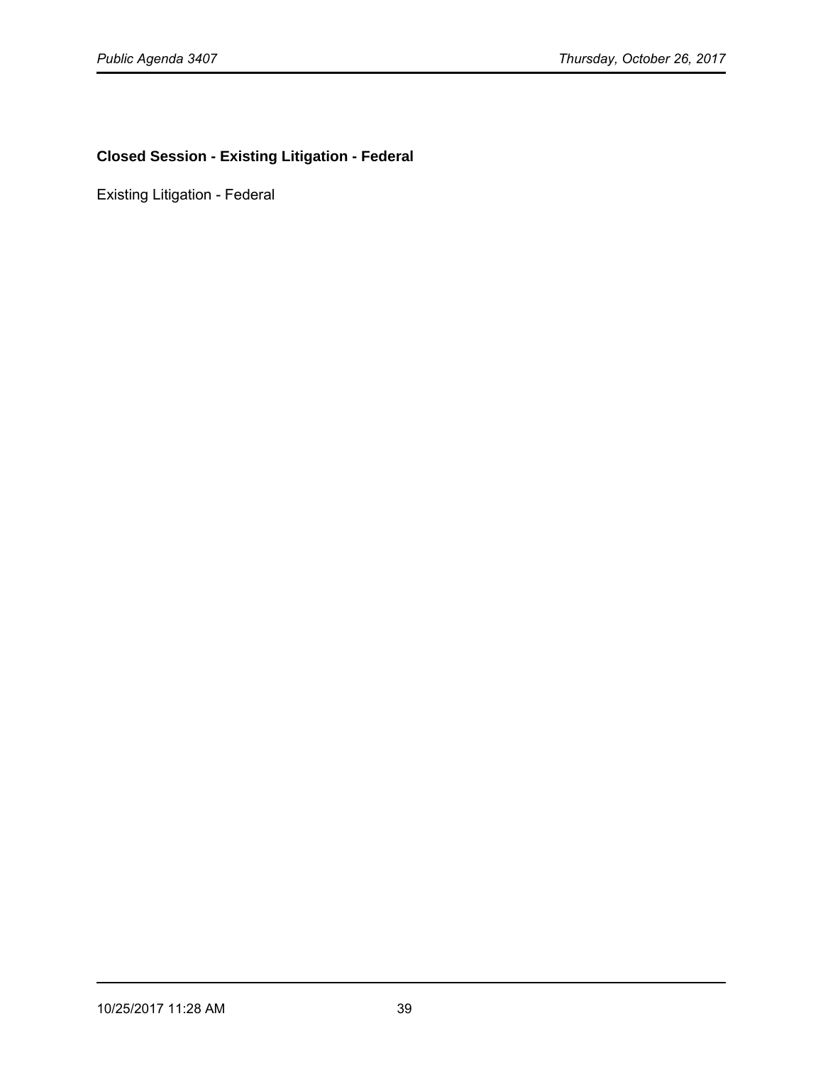**Closed Session - Existing Litigation - Federal**

Existing Litigation - Federal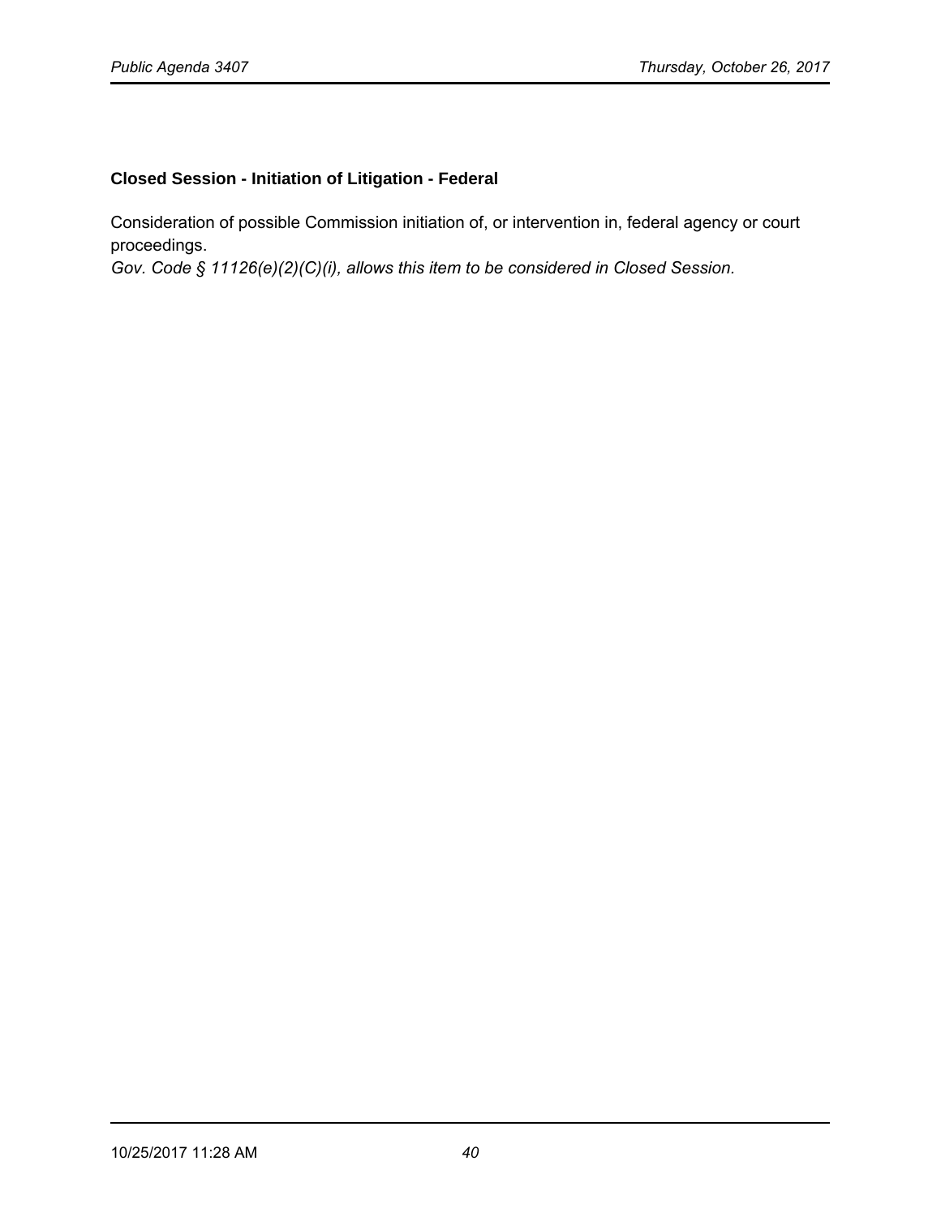**Closed Session - Initiation of Litigation - Federal**

Consideration of possible Commission initiation of, or intervention in, federal agency or court proceedings.
*Gov. Code § 11126(e)(2)(C)(i), allows this item to be considered in Closed Session.*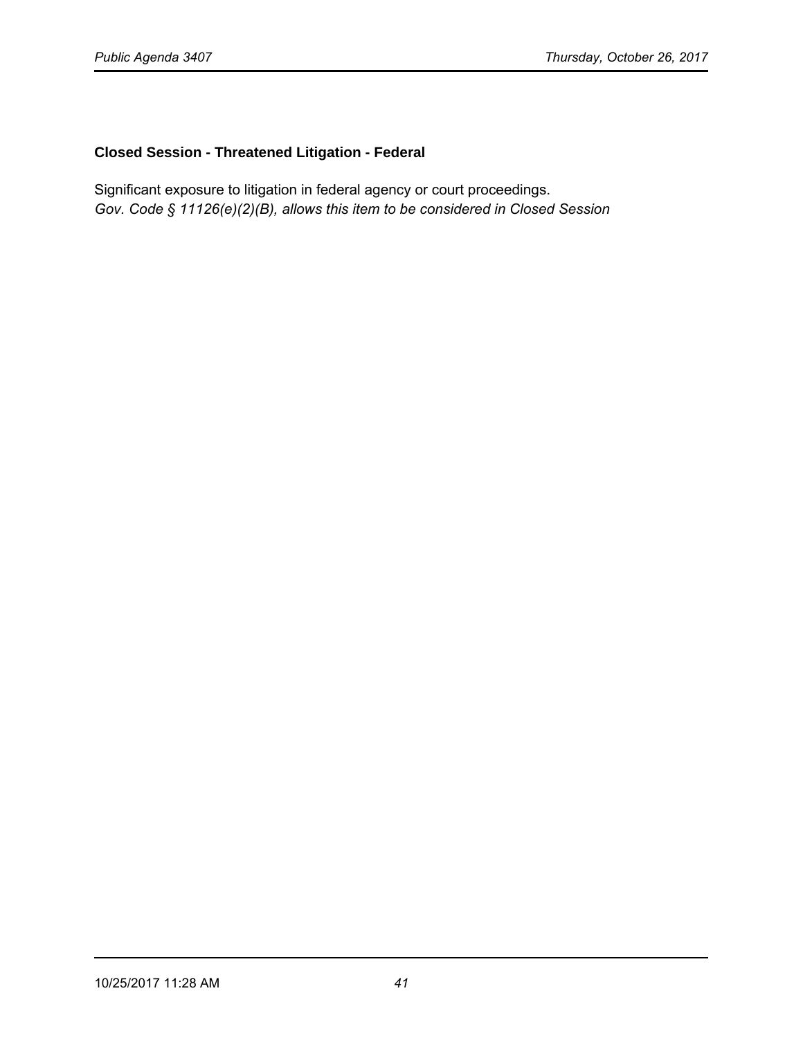**Closed Session - Threatened Litigation - Federal**

Significant exposure to litigation in federal agency or court proceedings.
*Gov. Code § 11126(e)(2)(B), allows this item to be considered in Closed Session*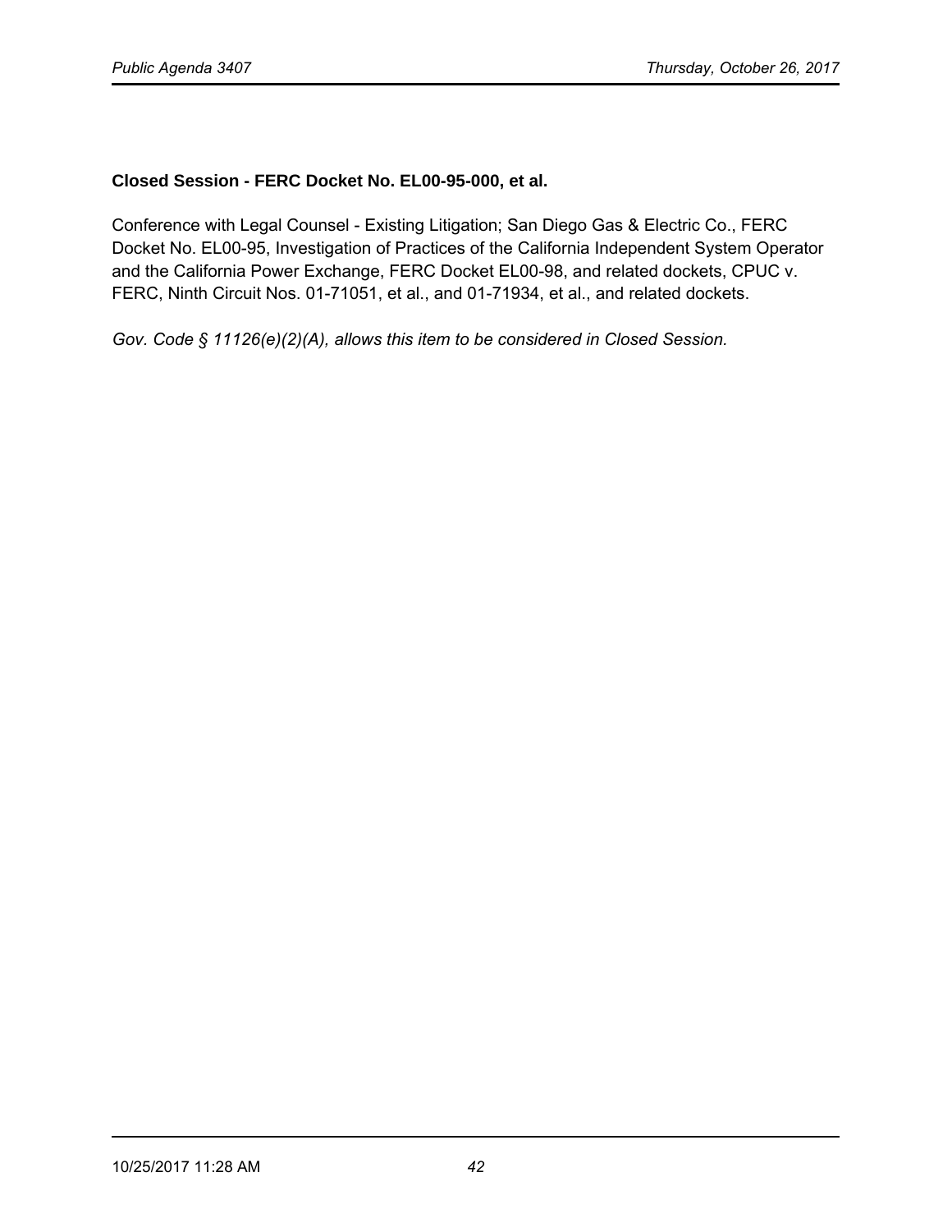**Closed Session - FERC Docket No. EL00-95-000, et al.**

Conference with Legal Counsel - Existing Litigation; San Diego Gas & Electric Co., FERC Docket No. EL00-95, Investigation of Practices of the California Independent System Operator and the California Power Exchange, FERC Docket EL00-98, and related dockets, CPUC v. FERC, Ninth Circuit Nos. 01-71051, et al., and 01-71934, et al., and related dockets.

*Gov. Code § 11126(e)(2)(A), allows this item to be considered in Closed Session.*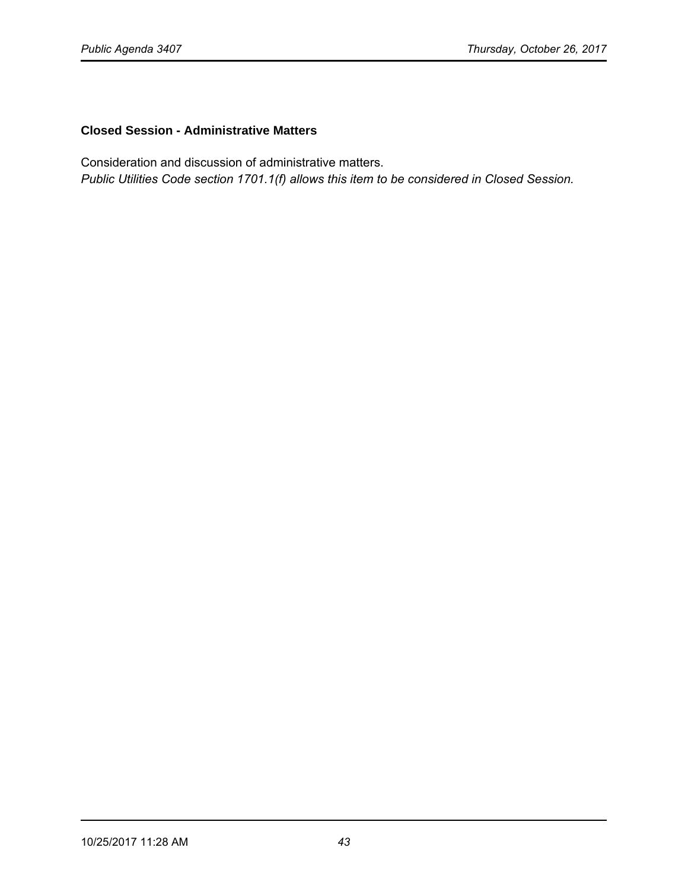**Closed Session - Administrative Matters**

Consideration and discussion of administrative matters.
*Public Utilities Code section 1701.1(f) allows this item to be considered in Closed Session.*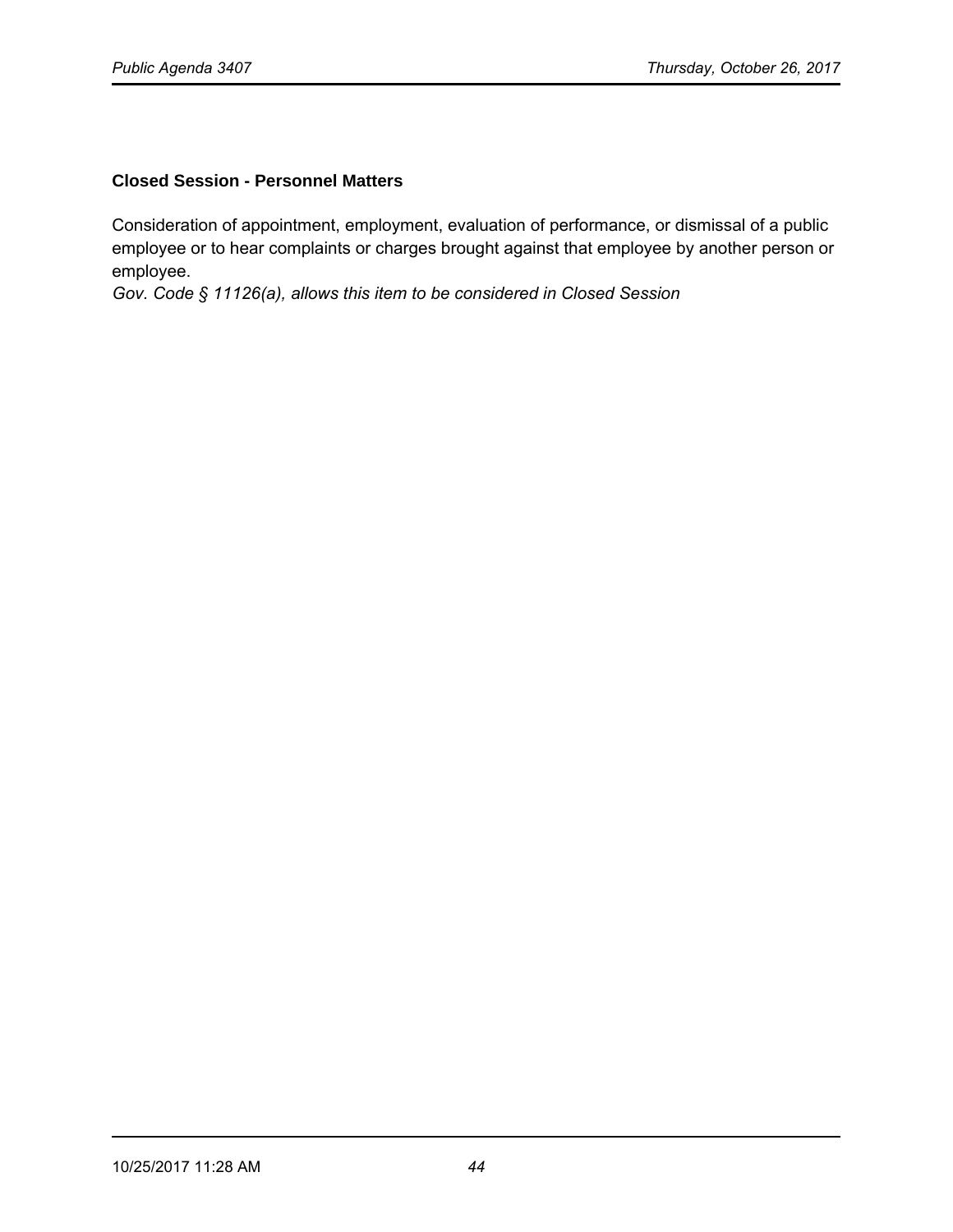**Closed Session - Personnel Matters**

Consideration of appointment, employment, evaluation of performance, or dismissal of a public employee or to hear complaints or charges brought against that employee by another person or employee.
*Gov. Code § 11126(a), allows this item to be considered in Closed Session*